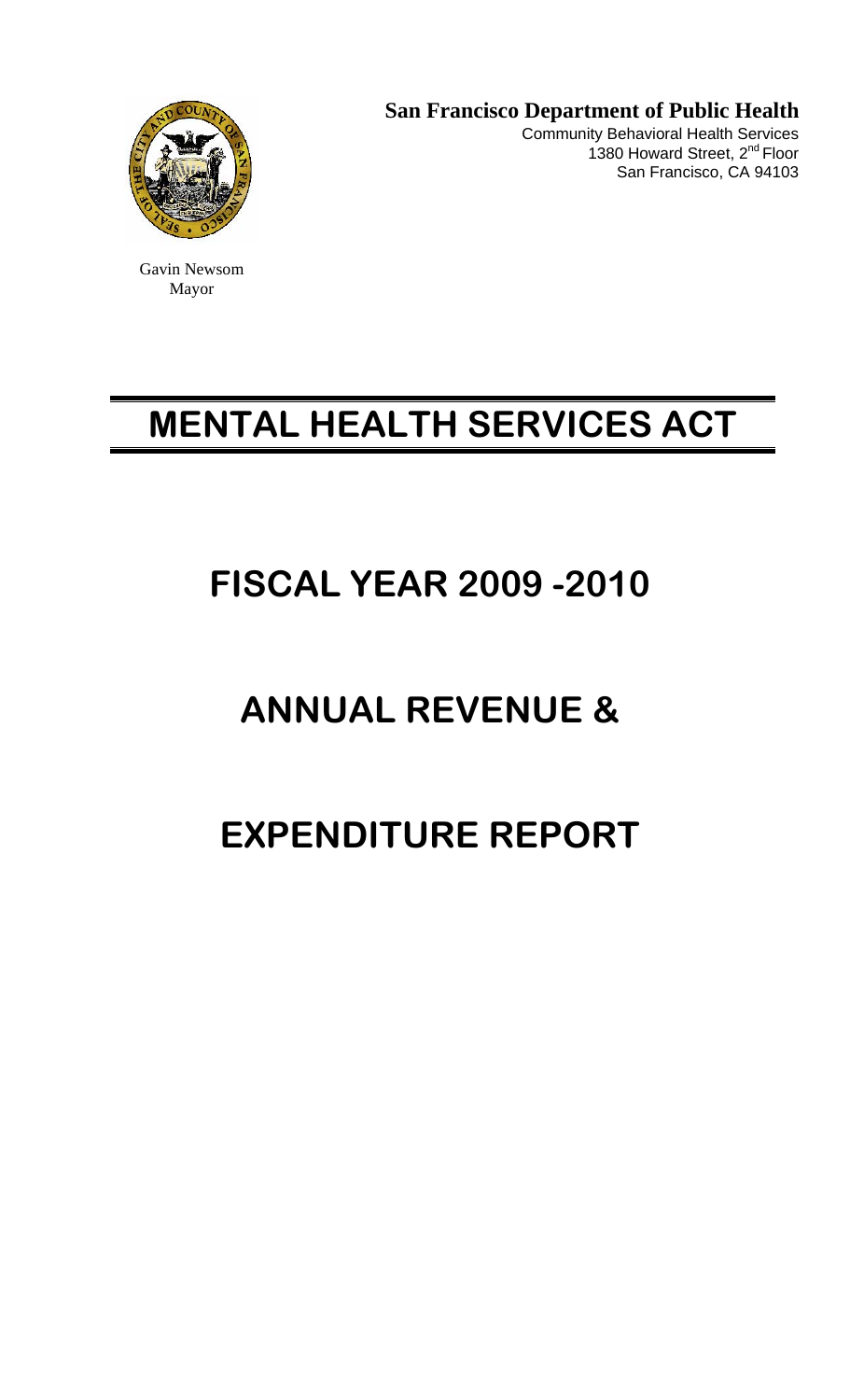**San Francisco Department of Public Health**

Community Behavioral Health Services
1380 Howard Street, 2nd Floor
San Francisco, CA 94103

Gavin Newsom
Mayor

# MENTAL HEALTH SERVICES ACT

# FISCAL YEAR 2009 -2010

# ANNUAL REVENUE &

# EXPENDITURE REPORT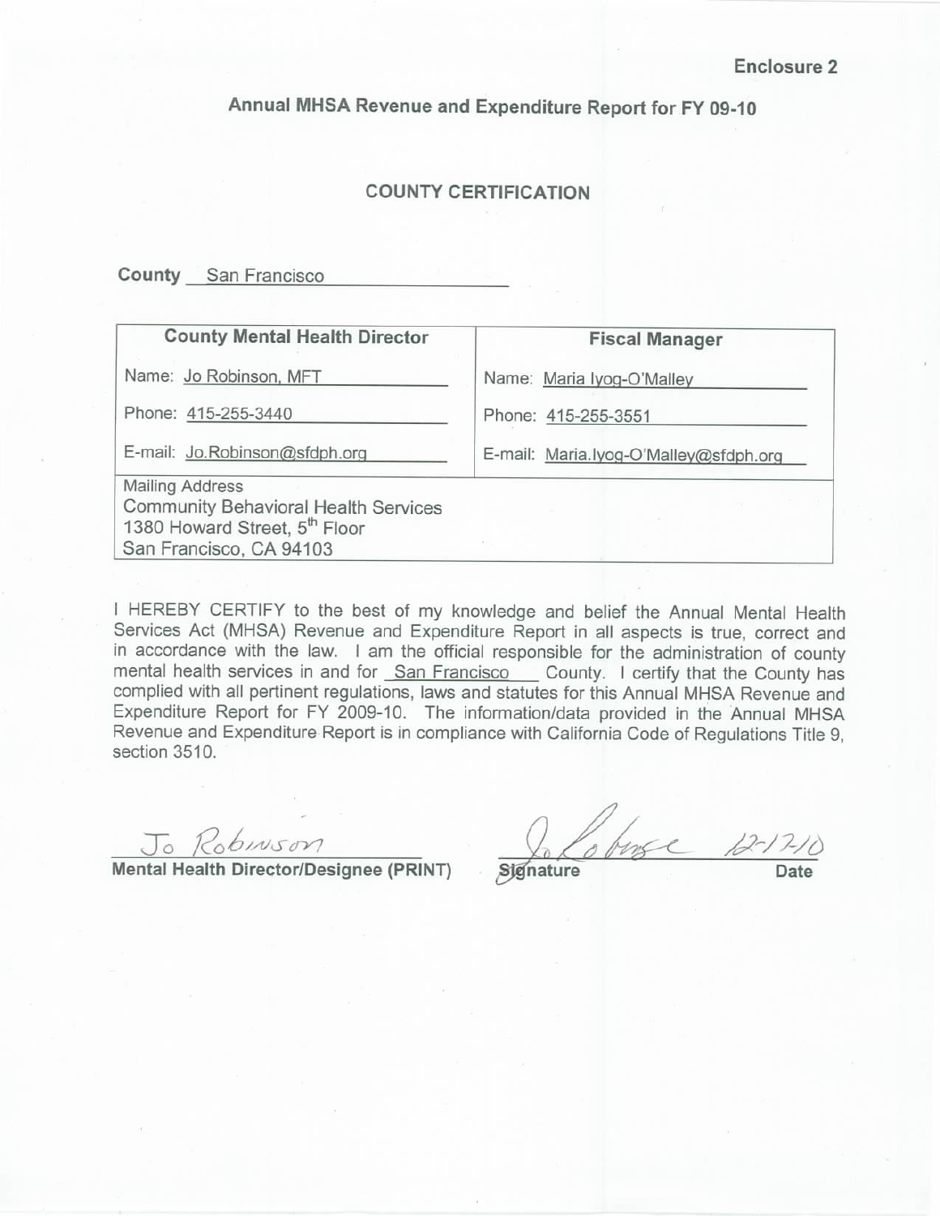Enclosure 2

## Annual MHSA Revenue and Expenditure Report for FY 09-10

### COUNTY CERTIFICATION

**County** San Francisco

| County Mental Health Director | Fiscal Manager |
|---|---|
| Name: Jo Robinson, MFT | Name: Maria Iyog-O'Malley |
| Phone: 415-255-3440 | Phone: 415-255-3551 |
| E-mail: Jo.Robinson@sfdph.org | E-mail: Maria.Iyog-O'Malley@sfdph.org |
| Mailing Address<br>Community Behavioral Health Services<br>1380 Howard Street, 5th Floor<br>San Francisco, CA 94103 | |

I HEREBY CERTIFY to the best of my knowledge and belief the Annual Mental Health Services Act (MHSA) Revenue and Expenditure Report in all aspects is true, correct and in accordance with the law. I am the official responsible for the administration of county mental health services in and for San Francisco County. I certify that the County has complied with all pertinent regulations, laws and statutes for this Annual MHSA Revenue and Expenditure Report for FY 2009-10. The information/data provided in the Annual MHSA Revenue and Expenditure Report is in compliance with California Code of Regulations Title 9, section 3510.

Jo Robinson

**Mental Health Director/Designee (PRINT)**

Jo Robinson 12-17-10

**Signature** **Date**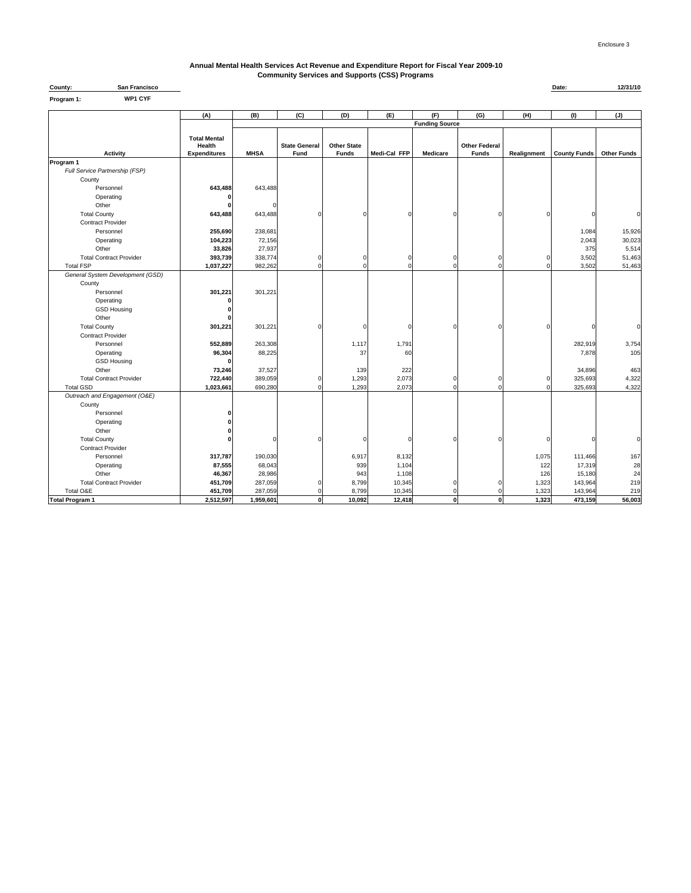Enclosure 3

# Annual Mental Health Services Act Revenue and Expenditure Report for Fiscal Year 2009-10
## Community Services and Supports (CSS) Programs

**County:** San Francisco

**Date:** 12/31/10

**Program 1:** WP1 CYF

| Activity | (A) Total Mental Health Expenditures | (B) MHSA | (C) State General Fund | (D) Other State Funds | (E) Medi-Cal FFP | (F) Medicare | (G) Other Federal Funds | (H) Realignment | (I) County Funds | (J) Other Funds |
|---|---|---|---|---|---|---|---|---|---|---|
| | | Funding Source | | | | | | | | |
| **Program 1** | | | | | | | | | | |
| *Full Service Partnership (FSP)* | | | | | | | | | | |
| County | | | | | | | | | | |
| Personnel | **643,488** | 643,488 | | | | | | | | |
| Operating | **0** | | | | | | | | | |
| Other | **0** | 0 | | | | | | | | |
| Total County | **643,488** | 643,488 | 0 | 0 | 0 | 0 | 0 | 0 | 0 | 0 |
| Contract Provider | | | | | | | | | | |
| Personnel | **255,690** | 238,681 | | | | | | | 1,084 | 15,926 |
| Operating | **104,223** | 72,156 | | | | | | | 2,043 | 30,023 |
| Other | **33,826** | 27,937 | | | | | | | 375 | 5,514 |
| Total Contract Provider | **393,739** | 338,774 | 0 | 0 | 0 | 0 | 0 | 0 | 3,502 | 51,463 |
| Total FSP | **1,037,227** | 982,262 | 0 | 0 | 0 | 0 | 0 | 0 | 3,502 | 51,463 |
| *General System Development (GSD)* | | | | | | | | | | |
| County | | | | | | | | | | |
| Personnel | **301,221** | 301,221 | | | | | | | | |
| Operating | **0** | | | | | | | | | |
| GSD Housing | **0** | | | | | | | | | |
| Other | **0** | | | | | | | | | |
| Total County | **301,221** | 301,221 | 0 | 0 | 0 | 0 | 0 | 0 | 0 | 0 |
| Contract Provider | | | | | | | | | | |
| Personnel | **552,889** | 263,308 | | 1,117 | 1,791 | | | | 282,919 | 3,754 |
| Operating | **96,304** | 88,225 | | 37 | 60 | | | | 7,878 | 105 |
| GSD Housing | **0** | | | | | | | | | |
| Other | **73,246** | 37,527 | | 139 | 222 | | | | 34,896 | 463 |
| Total Contract Provider | **722,440** | 389,059 | 0 | 1,293 | 2,073 | 0 | 0 | 0 | 325,693 | 4,322 |
| Total GSD | **1,023,661** | 690,280 | 0 | 1,293 | 2,073 | 0 | 0 | 0 | 325,693 | 4,322 |
| *Outreach and Engagement (O&E)* | | | | | | | | | | |
| County | | | | | | | | | | |
| Personnel | **0** | | | | | | | | | |
| Operating | **0** | | | | | | | | | |
| Other | **0** | | | | | | | | | |
| Total County | **0** | 0 | 0 | 0 | 0 | 0 | 0 | 0 | 0 | 0 |
| Contract Provider | | | | | | | | | | |
| Personnel | **317,787** | 190,030 | | 6,917 | 8,132 | | | 1,075 | 111,466 | 167 |
| Operating | **87,555** | 68,043 | | 939 | 1,104 | | | 122 | 17,319 | 28 |
| Other | **46,367** | 28,986 | | 943 | 1,108 | | | 126 | 15,180 | 24 |
| Total Contract Provider | **451,709** | 287,059 | 0 | 8,799 | 10,345 | 0 | 0 | 1,323 | 143,964 | 219 |
| Total O&E | **451,709** | 287,059 | 0 | 8,799 | 10,345 | 0 | 0 | 1,323 | 143,964 | 219 |
| **Total Program 1** | **2,512,597** | **1,959,601** | **0** | **10,092** | **12,418** | **0** | **0** | **1,323** | **473,159** | **56,003** |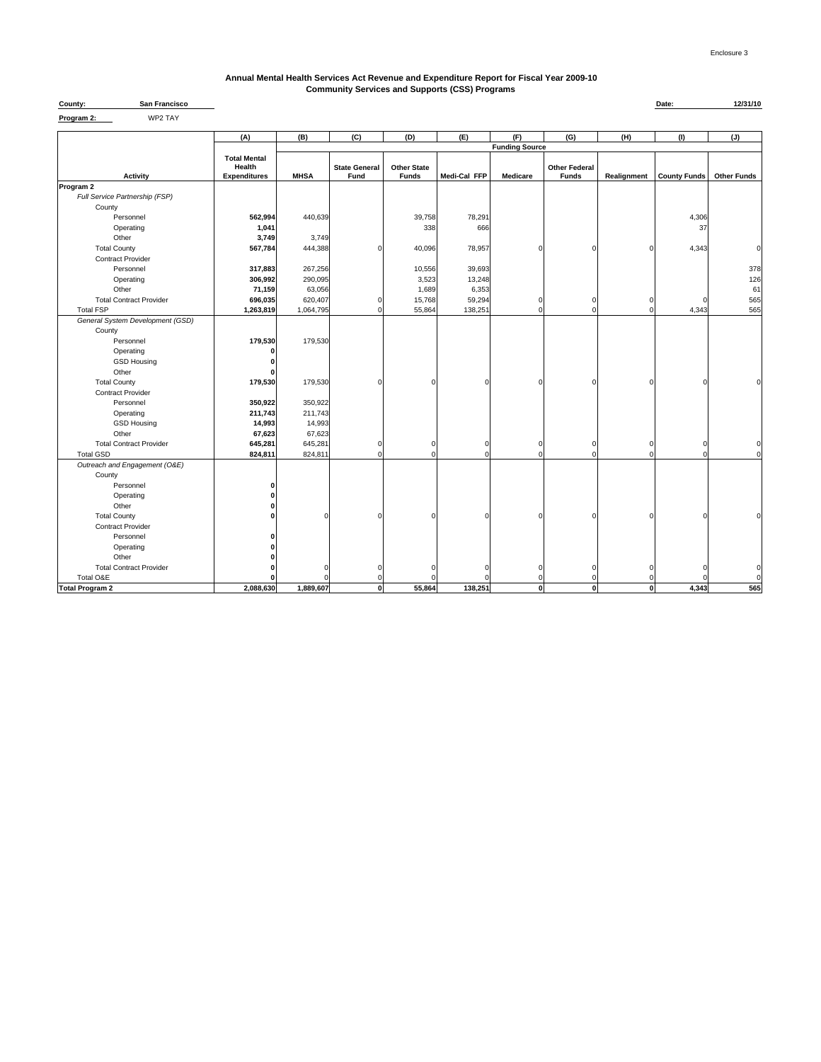Enclosure 3

**Annual Mental Health Services Act Revenue and Expenditure Report for Fiscal Year 2009-10**
**Community Services and Supports (CSS) Programs**

**County:** San Francisco  **Date:** 12/31/10

**Program 2:** WP2 TAY

| | (A) | (B) | (C) | (D) | (E) | (F) | (G) | (H) | (I) | (J) |
|---|---|---|---|---|---|---|---|---|---|---|
| | | Funding Source | | | | | | | | |
| **Activity** | **Total Mental Health Expenditures** | **MHSA** | **State General Fund** | **Other State Funds** | **Medi-Cal FFP** | **Medicare** | **Other Federal Funds** | **Realignment** | **County Funds** | **Other Funds** |
| **Program 2** | | | | | | | | | | |
| *Full Service Partnership (FSP)* | | | | | | | | | | |
| County | | | | | | | | | | |
| Personnel | **562,994** | 440,639 | | 39,758 | 78,291 | | | | 4,306 | |
| Operating | **1,041** | | | 338 | 666 | | | | 37 | |
| Other | **3,749** | 3,749 | | | | | | | | |
| Total County | **567,784** | 444,388 | 0 | 40,096 | 78,957 | 0 | 0 | 0 | 4,343 | 0 |
| Contract Provider | | | | | | | | | | |
| Personnel | **317,883** | 267,256 | | 10,556 | 39,693 | | | | | 378 |
| Operating | **306,992** | 290,095 | | 3,523 | 13,248 | | | | | 126 |
| Other | **71,159** | 63,056 | | 1,689 | 6,353 | | | | | 61 |
| Total Contract Provider | **696,035** | 620,407 | 0 | 15,768 | 59,294 | 0 | 0 | 0 | 0 | 565 |
| Total FSP | **1,263,819** | 1,064,795 | 0 | 55,864 | 138,251 | 0 | 0 | 0 | 4,343 | 565 |
| *General System Development (GSD)* | | | | | | | | | | |
| County | | | | | | | | | | |
| Personnel | **179,530** | 179,530 | | | | | | | | |
| Operating | **0** | | | | | | | | | |
| GSD Housing | **0** | | | | | | | | | |
| Other | **0** | | | | | | | | | |
| Total County | **179,530** | 179,530 | 0 | 0 | 0 | 0 | 0 | 0 | 0 | 0 |
| Contract Provider | | | | | | | | | | |
| Personnel | **350,922** | 350,922 | | | | | | | | |
| Operating | **211,743** | 211,743 | | | | | | | | |
| GSD Housing | **14,993** | 14,993 | | | | | | | | |
| Other | **67,623** | 67,623 | | | | | | | | |
| Total Contract Provider | **645,281** | 645,281 | 0 | 0 | 0 | 0 | 0 | 0 | 0 | 0 |
| Total GSD | **824,811** | 824,811 | 0 | 0 | 0 | 0 | 0 | 0 | 0 | 0 |
| *Outreach and Engagement (O&E)* | | | | | | | | | | |
| County | | | | | | | | | | |
| Personnel | **0** | | | | | | | | | |
| Operating | **0** | | | | | | | | | |
| Other | **0** | | | | | | | | | |
| Total County | **0** | 0 | 0 | 0 | 0 | 0 | 0 | 0 | 0 | 0 |
| Contract Provider | | | | | | | | | | |
| Personnel | **0** | | | | | | | | | |
| Operating | **0** | | | | | | | | | |
| Other | **0** | | | | | | | | | |
| Total Contract Provider | **0** | 0 | 0 | 0 | 0 | 0 | 0 | 0 | 0 | 0 |
| Total O&E | **0** | 0 | 0 | 0 | 0 | 0 | 0 | 0 | 0 | 0 |
| **Total Program 2** | **2,088,630** | **1,889,607** | **0** | **55,864** | **138,251** | **0** | **0** | **0** | **4,343** | **565** |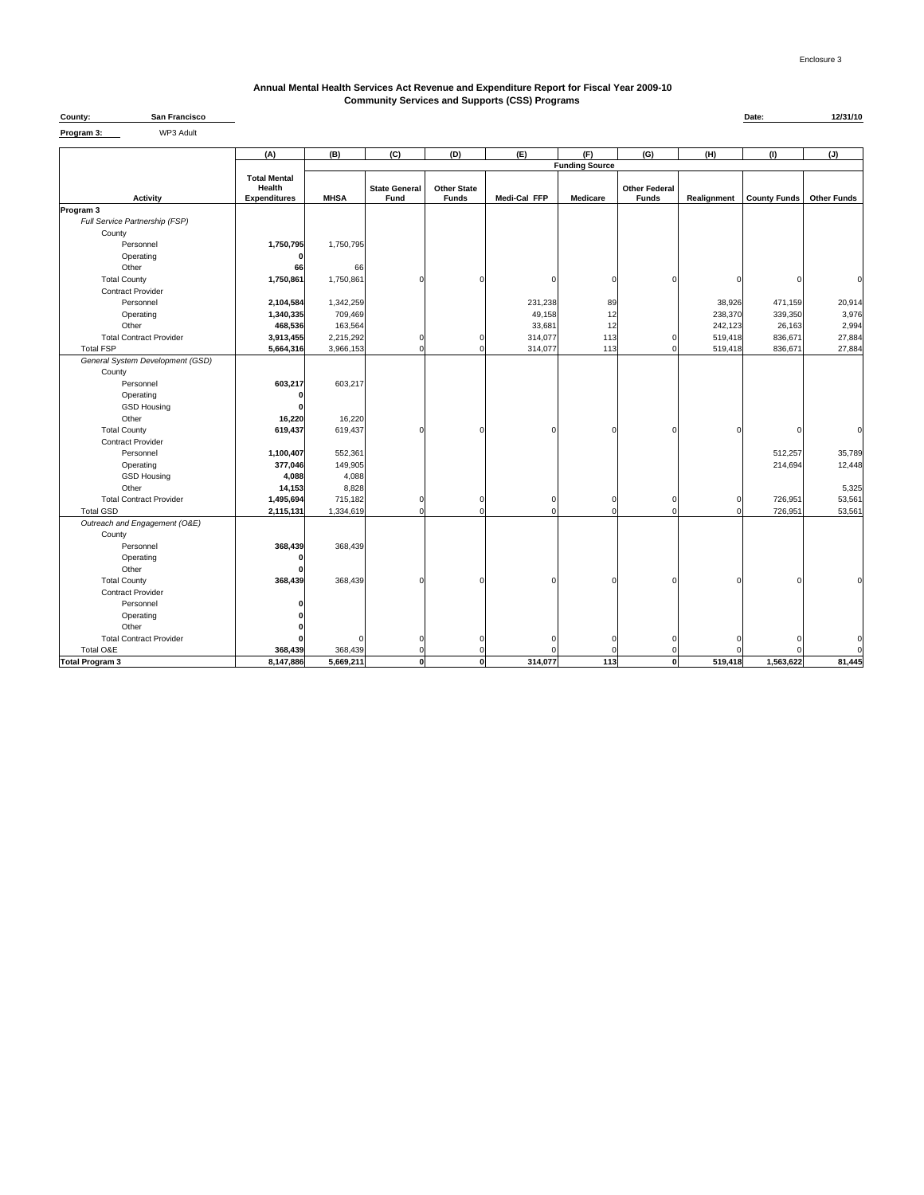Enclosure 3

# Annual Mental Health Services Act Revenue and Expenditure Report for Fiscal Year 2009-10
## Community Services and Supports (CSS) Programs

**County:** San Francisco  **Date:** 12/31/10

**Program 3:** WP3 Adult

| | (A) | (B) | (C) | (D) | (E) | (F) | (G) | (H) | (I) | (J) |
|---|---|---|---|---|---|---|---|---|---|---|
| | | Funding Source | | | | | | | | |
| Activity | Total Mental Health Expenditures | MHSA | State General Fund | Other State Funds | Medi-Cal FFP | Medicare | Other Federal Funds | Realignment | County Funds | Other Funds |
| **Program 3** | | | | | | | | | | |
| *Full Service Partnership (FSP)* | | | | | | | | | | |
| County | | | | | | | | | | |
| Personnel | **1,750,795** | 1,750,795 | | | | | | | | |
| Operating | **0** | | | | | | | | | |
| Other | **66** | 66 | | | | | | | | |
| Total County | **1,750,861** | 1,750,861 | 0 | 0 | 0 | 0 | 0 | 0 | 0 | 0 |
| Contract Provider | | | | | | | | | | |
| Personnel | **2,104,584** | 1,342,259 | | | 231,238 | 89 | | 38,926 | 471,159 | 20,914 |
| Operating | **1,340,335** | 709,469 | | | 49,158 | 12 | | 238,370 | 339,350 | 3,976 |
| Other | **468,536** | 163,564 | | | 33,681 | 12 | | 242,123 | 26,163 | 2,994 |
| Total Contract Provider | **3,913,455** | 2,215,292 | 0 | 0 | 314,077 | 113 | 0 | 519,418 | 836,671 | 27,884 |
| Total FSP | **5,664,316** | 3,966,153 | 0 | 0 | 314,077 | 113 | 0 | 519,418 | 836,671 | 27,884 |
| *General System Development (GSD)* | | | | | | | | | | |
| County | | | | | | | | | | |
| Personnel | **603,217** | 603,217 | | | | | | | | |
| Operating | **0** | | | | | | | | | |
| GSD Housing | **0** | | | | | | | | | |
| Other | **16,220** | 16,220 | | | | | | | | |
| Total County | **619,437** | 619,437 | 0 | 0 | 0 | 0 | 0 | 0 | 0 | 0 |
| Contract Provider | | | | | | | | | | |
| Personnel | **1,100,407** | 552,361 | | | | | | | 512,257 | 35,789 |
| Operating | **377,046** | 149,905 | | | | | | | 214,694 | 12,448 |
| GSD Housing | **4,088** | 4,088 | | | | | | | | |
| Other | **14,153** | 8,828 | | | | | | | | 5,325 |
| Total Contract Provider | **1,495,694** | 715,182 | 0 | 0 | 0 | 0 | 0 | 0 | 726,951 | 53,561 |
| Total GSD | **2,115,131** | 1,334,619 | 0 | 0 | 0 | 0 | 0 | 0 | 726,951 | 53,561 |
| *Outreach and Engagement (O&E)* | | | | | | | | | | |
| County | | | | | | | | | | |
| Personnel | **368,439** | 368,439 | | | | | | | | |
| Operating | **0** | | | | | | | | | |
| Other | **0** | | | | | | | | | |
| Total County | **368,439** | 368,439 | 0 | 0 | 0 | 0 | 0 | 0 | 0 | 0 |
| Contract Provider | | | | | | | | | | |
| Personnel | **0** | | | | | | | | | |
| Operating | **0** | | | | | | | | | |
| Other | **0** | | | | | | | | | |
| Total Contract Provider | **0** | 0 | 0 | 0 | 0 | 0 | 0 | 0 | 0 | 0 |
| Total O&E | **368,439** | 368,439 | 0 | 0 | 0 | 0 | 0 | 0 | 0 | 0 |
| **Total Program 3** | **8,147,886** | **5,669,211** | **0** | **0** | **314,077** | **113** | **0** | **519,418** | **1,563,622** | **81,445** |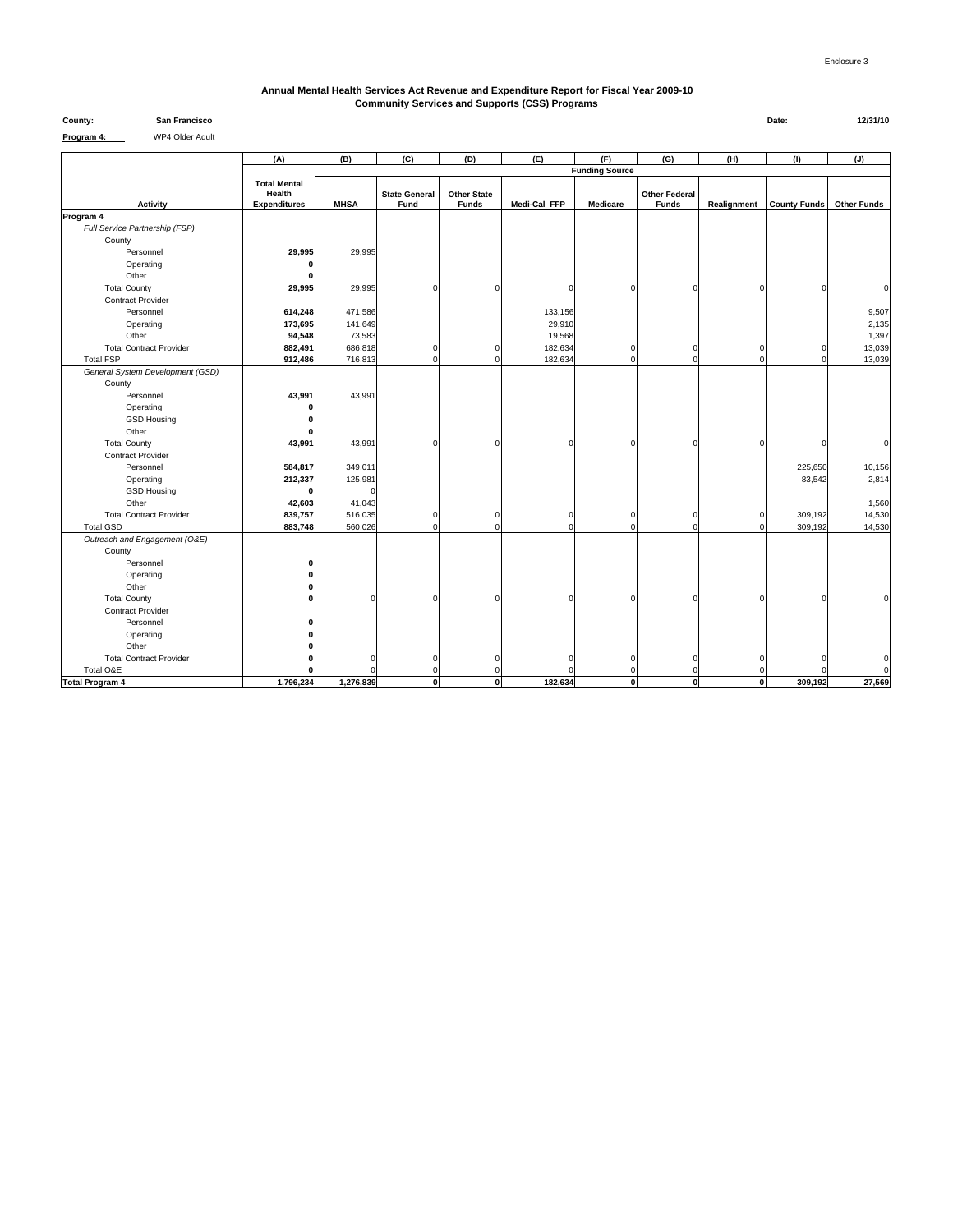Enclosure 3

## Annual Mental Health Services Act Revenue and Expenditure Report for Fiscal Year 2009-10
## Community Services and Supports (CSS) Programs

**County:** **San Francisco** **Date:** **12/31/10**

**Program 4:** WP4 Older Adult

| | (A) | (B) | (C) | (D) | (E) | (F) | (G) | (H) | (I) | (J) |
|---|---|---|---|---|---|---|---|---|---|---|
| | | Funding Source | | | | | | | | |
| **Activity** | **Total Mental Health Expenditures** | **MHSA** | **State General Fund** | **Other State Funds** | **Medi-Cal FFP** | **Medicare** | **Other Federal Funds** | **Realignment** | **County Funds** | **Other Funds** |
| **Program 4** | | | | | | | | | | |
| *Full Service Partnership (FSP)* | | | | | | | | | | |
| County | | | | | | | | | | |
| Personnel | **29,995** | 29,995 | | | | | | | | |
| Operating | **0** | | | | | | | | | |
| Other | **0** | | | | | | | | | |
| Total County | **29,995** | 29,995 | 0 | 0 | 0 | 0 | 0 | 0 | 0 | 0 |
| Contract Provider | | | | | | | | | | |
| Personnel | **614,248** | 471,586 | | | 133,156 | | | | | 9,507 |
| Operating | **173,695** | 141,649 | | | 29,910 | | | | | 2,135 |
| Other | **94,548** | 73,583 | | | 19,568 | | | | | 1,397 |
| Total Contract Provider | **882,491** | 686,818 | 0 | 0 | 182,634 | 0 | 0 | 0 | 0 | 13,039 |
| Total FSP | **912,486** | 716,813 | 0 | 0 | 182,634 | 0 | 0 | 0 | 0 | 13,039 |
| *General System Development (GSD)* | | | | | | | | | | |
| County | | | | | | | | | | |
| Personnel | **43,991** | 43,991 | | | | | | | | |
| Operating | **0** | | | | | | | | | |
| GSD Housing | **0** | | | | | | | | | |
| Other | **0** | | | | | | | | | |
| Total County | **43,991** | 43,991 | 0 | 0 | 0 | 0 | 0 | 0 | 0 | 0 |
| Contract Provider | | | | | | | | | | |
| Personnel | **584,817** | 349,011 | | | | | | | 225,650 | 10,156 |
| Operating | **212,337** | 125,981 | | | | | | | 83,542 | 2,814 |
| GSD Housing | **0** | 0 | | | | | | | | |
| Other | **42,603** | 41,043 | | | | | | | | 1,560 |
| Total Contract Provider | **839,757** | 516,035 | 0 | 0 | 0 | 0 | 0 | 0 | 309,192 | 14,530 |
| Total GSD | **883,748** | 560,026 | 0 | 0 | 0 | 0 | 0 | 0 | 309,192 | 14,530 |
| *Outreach and Engagement (O&E)* | | | | | | | | | | |
| County | | | | | | | | | | |
| Personnel | **0** | | | | | | | | | |
| Operating | **0** | | | | | | | | | |
| Other | **0** | | | | | | | | | |
| Total County | **0** | 0 | 0 | 0 | 0 | 0 | 0 | 0 | 0 | 0 |
| Contract Provider | | | | | | | | | | |
| Personnel | **0** | | | | | | | | | |
| Operating | **0** | | | | | | | | | |
| Other | **0** | | | | | | | | | |
| Total Contract Provider | **0** | 0 | 0 | 0 | 0 | 0 | 0 | 0 | 0 | 0 |
| Total O&E | **0** | 0 | 0 | 0 | 0 | 0 | 0 | 0 | 0 | 0 |
| **Total Program 4** | **1,796,234** | **1,276,839** | **0** | **0** | **182,634** | **0** | **0** | **0** | **309,192** | **27,569** |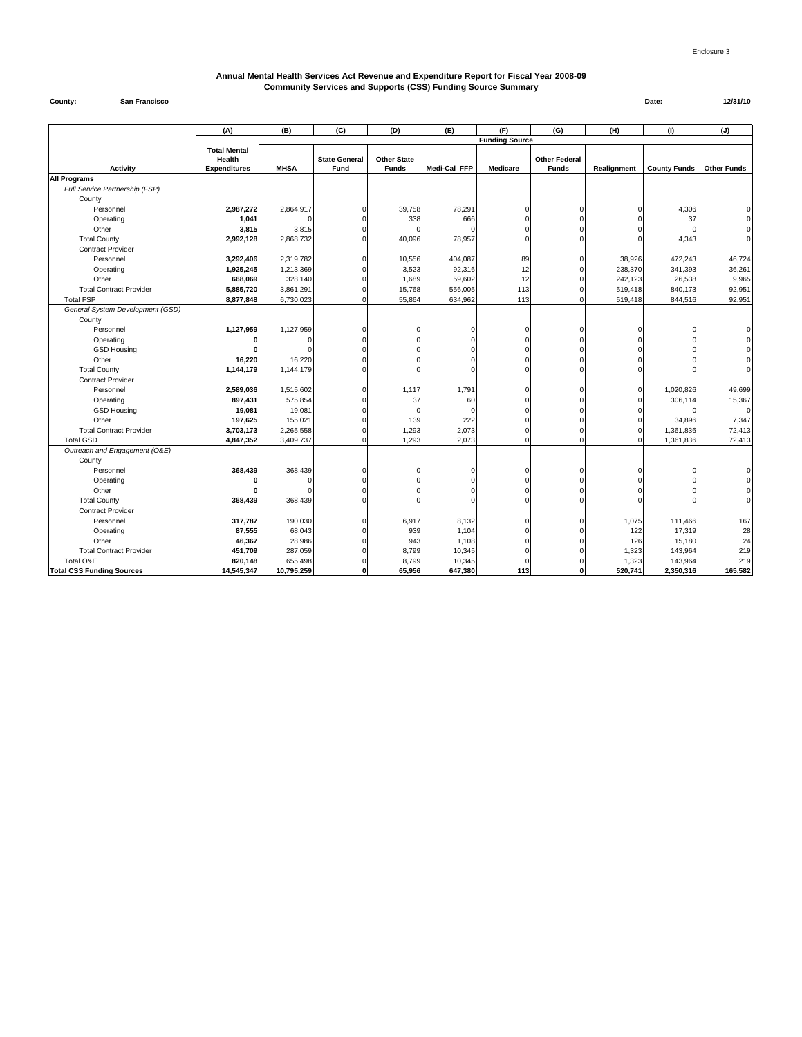Enclosure 3

# Annual Mental Health Services Act Revenue and Expenditure Report for Fiscal Year 2008-09
## Community Services and Supports (CSS) Funding Source Summary

**County:** San Francisco **Date:** 12/31/10

| | (A) | (B) | (C) | (D) | (E) | (F) | (G) | (H) | (I) | (J) |
|---|---|---|---|---|---|---|---|---|---|---|
| | | Funding Source | | | | | | | | |
| **Activity** | **Total Mental Health Expenditures** | **MHSA** | **State General Fund** | **Other State Funds** | **Medi-Cal FFP** | **Medicare** | **Other Federal Funds** | **Realignment** | **County Funds** | **Other Funds** |
| **All Programs** | | | | | | | | | | |
| *Full Service Partnership (FSP)* | | | | | | | | | | |
| County | | | | | | | | | | |
| Personnel | **2,987,272** | 2,864,917 | 0 | 39,758 | 78,291 | 0 | 0 | 0 | 4,306 | 0 |
| Operating | **1,041** | 0 | 0 | 338 | 666 | 0 | 0 | 0 | 37 | 0 |
| Other | **3,815** | 3,815 | 0 | 0 | 0 | 0 | 0 | 0 | 0 | 0 |
| Total County | **2,992,128** | 2,868,732 | 0 | 40,096 | 78,957 | 0 | 0 | 0 | 4,343 | 0 |
| Contract Provider | | | | | | | | | | |
| Personnel | **3,292,406** | 2,319,782 | 0 | 10,556 | 404,087 | 89 | 0 | 38,926 | 472,243 | 46,724 |
| Operating | **1,925,245** | 1,213,369 | 0 | 3,523 | 92,316 | 12 | 0 | 238,370 | 341,393 | 36,261 |
| Other | **668,069** | 328,140 | 0 | 1,689 | 59,602 | 12 | 0 | 242,123 | 26,538 | 9,965 |
| Total Contract Provider | **5,885,720** | 3,861,291 | 0 | 15,768 | 556,005 | 113 | 0 | 519,418 | 840,173 | 92,951 |
| Total FSP | **8,877,848** | 6,730,023 | 0 | 55,864 | 634,962 | 113 | 0 | 519,418 | 844,516 | 92,951 |
| *General System Development (GSD)* | | | | | | | | | | |
| County | | | | | | | | | | |
| Personnel | **1,127,959** | 1,127,959 | 0 | 0 | 0 | 0 | 0 | 0 | 0 | 0 |
| Operating | **0** | 0 | 0 | 0 | 0 | 0 | 0 | 0 | 0 | 0 |
| GSD Housing | **0** | 0 | 0 | 0 | 0 | 0 | 0 | 0 | 0 | 0 |
| Other | **16,220** | 16,220 | 0 | 0 | 0 | 0 | 0 | 0 | 0 | 0 |
| Total County | **1,144,179** | 1,144,179 | 0 | 0 | 0 | 0 | 0 | 0 | 0 | 0 |
| Contract Provider | | | | | | | | | | |
| Personnel | **2,589,036** | 1,515,602 | 0 | 1,117 | 1,791 | 0 | 0 | 0 | 1,020,826 | 49,699 |
| Operating | **897,431** | 575,854 | 0 | 37 | 60 | 0 | 0 | 0 | 306,114 | 15,367 |
| GSD Housing | **19,081** | 19,081 | 0 | 0 | 0 | 0 | 0 | 0 | 0 | 0 |
| Other | **197,625** | 155,021 | 0 | 139 | 222 | 0 | 0 | 0 | 34,896 | 7,347 |
| Total Contract Provider | **3,703,173** | 2,265,558 | 0 | 1,293 | 2,073 | 0 | 0 | 0 | 1,361,836 | 72,413 |
| Total GSD | **4,847,352** | 3,409,737 | 0 | 1,293 | 2,073 | 0 | 0 | 0 | 1,361,836 | 72,413 |
| *Outreach and Engagement (O&E)* | | | | | | | | | | |
| County | | | | | | | | | | |
| Personnel | **368,439** | 368,439 | 0 | 0 | 0 | 0 | 0 | 0 | 0 | 0 |
| Operating | **0** | 0 | 0 | 0 | 0 | 0 | 0 | 0 | 0 | 0 |
| Other | **0** | 0 | 0 | 0 | 0 | 0 | 0 | 0 | 0 | 0 |
| Total County | **368,439** | 368,439 | 0 | 0 | 0 | 0 | 0 | 0 | 0 | 0 |
| Contract Provider | | | | | | | | | | |
| Personnel | **317,787** | 190,030 | 0 | 6,917 | 8,132 | 0 | 0 | 1,075 | 111,466 | 167 |
| Operating | **87,555** | 68,043 | 0 | 939 | 1,104 | 0 | 0 | 122 | 17,319 | 28 |
| Other | **46,367** | 28,986 | 0 | 943 | 1,108 | 0 | 0 | 126 | 15,180 | 24 |
| Total Contract Provider | **451,709** | 287,059 | 0 | 8,799 | 10,345 | 0 | 0 | 1,323 | 143,964 | 219 |
| Total O&E | **820,148** | 655,498 | 0 | 8,799 | 10,345 | 0 | 0 | 1,323 | 143,964 | 219 |
| **Total CSS Funding Sources** | **14,545,347** | **10,795,259** | **0** | **65,956** | **647,380** | **113** | **0** | **520,741** | **2,350,316** | **165,582** |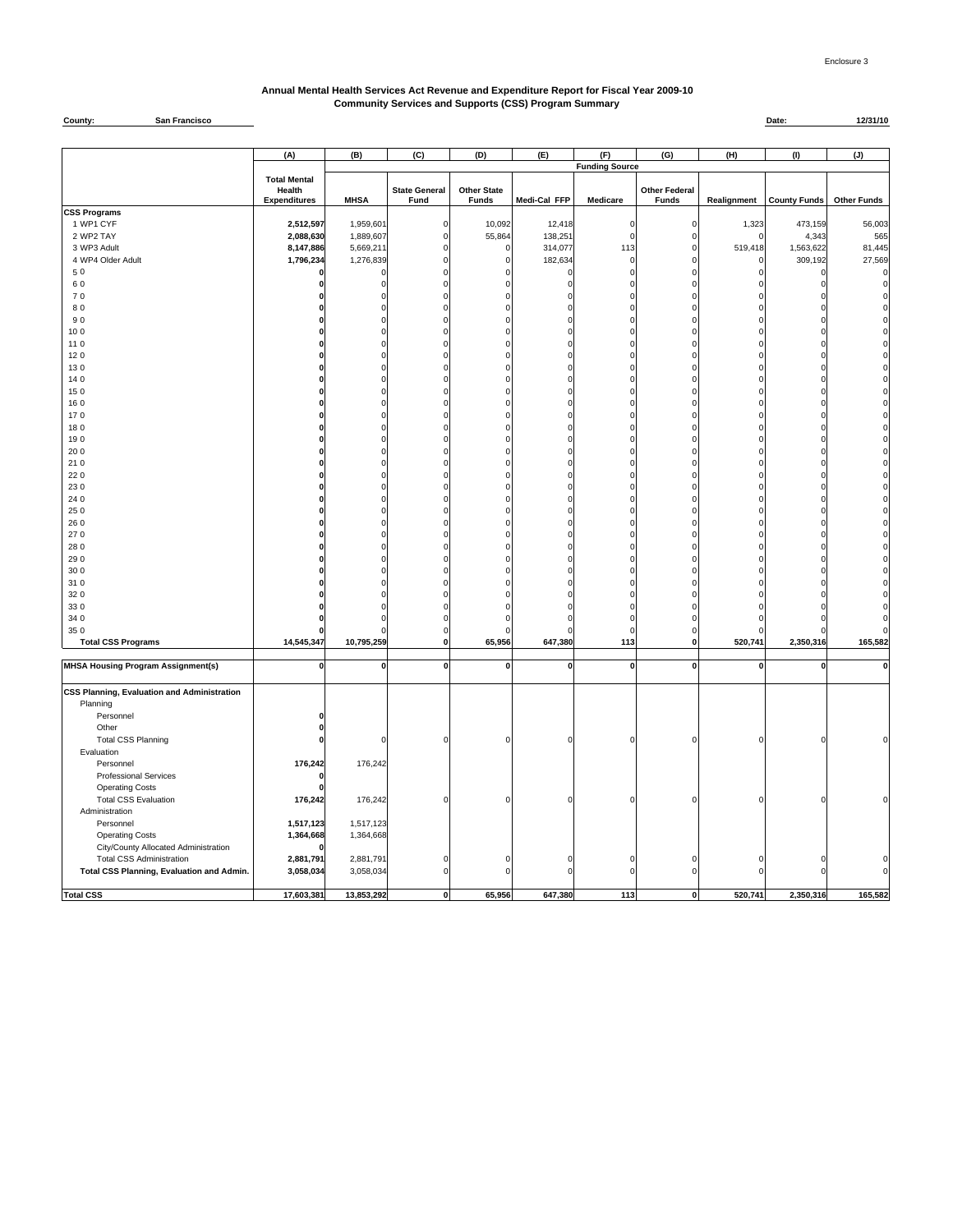Enclosure 3

# Annual Mental Health Services Act Revenue and Expenditure Report for Fiscal Year 2009-10
## Community Services and Supports (CSS) Program Summary

**County:** San Francisco

**Date:** 12/31/10

| | (A) | (B) | (C) | (D) | (E) | (F) | (G) | (H) | (I) | (J) |
|---|---|---|---|---|---|---|---|---|---|---|
| | | Funding Source | | | | | | | | |
| | Total Mental Health Expenditures | MHSA | State General Fund | Other State Funds | Medi-Cal FFP | Medicare | Other Federal Funds | Realignment | County Funds | Other Funds |
| **CSS Programs** | | | | | | | | | | |
| 1 WP1 CYF | **2,512,597** | 1,959,601 | 0 | 10,092 | 12,418 | 0 | 0 | 1,323 | 473,159 | 56,003 |
| 2 WP2 TAY | **2,088,630** | 1,889,607 | 0 | 55,864 | 138,251 | 0 | 0 | 0 | 4,343 | 565 |
| 3 WP3 Adult | **8,147,886** | 5,669,211 | 0 | 0 | 314,077 | 113 | 0 | 519,418 | 1,563,622 | 81,445 |
| 4 WP4 Older Adult | **1,796,234** | 1,276,839 | 0 | 0 | 182,634 | 0 | 0 | 0 | 309,192 | 27,569 |
| 5 0 | **0** | 0 | 0 | 0 | 0 | 0 | 0 | 0 | 0 | 0 |
| 6 0 | **0** | 0 | 0 | 0 | 0 | 0 | 0 | 0 | 0 | 0 |
| 7 0 | **0** | 0 | 0 | 0 | 0 | 0 | 0 | 0 | 0 | 0 |
| 8 0 | **0** | 0 | 0 | 0 | 0 | 0 | 0 | 0 | 0 | 0 |
| 9 0 | **0** | 0 | 0 | 0 | 0 | 0 | 0 | 0 | 0 | 0 |
| 10 0 | **0** | 0 | 0 | 0 | 0 | 0 | 0 | 0 | 0 | 0 |
| 11 0 | **0** | 0 | 0 | 0 | 0 | 0 | 0 | 0 | 0 | 0 |
| 12 0 | **0** | 0 | 0 | 0 | 0 | 0 | 0 | 0 | 0 | 0 |
| 13 0 | **0** | 0 | 0 | 0 | 0 | 0 | 0 | 0 | 0 | 0 |
| 14 0 | **0** | 0 | 0 | 0 | 0 | 0 | 0 | 0 | 0 | 0 |
| 15 0 | **0** | 0 | 0 | 0 | 0 | 0 | 0 | 0 | 0 | 0 |
| 16 0 | **0** | 0 | 0 | 0 | 0 | 0 | 0 | 0 | 0 | 0 |
| 17 0 | **0** | 0 | 0 | 0 | 0 | 0 | 0 | 0 | 0 | 0 |
| 18 0 | **0** | 0 | 0 | 0 | 0 | 0 | 0 | 0 | 0 | 0 |
| 19 0 | **0** | 0 | 0 | 0 | 0 | 0 | 0 | 0 | 0 | 0 |
| 20 0 | **0** | 0 | 0 | 0 | 0 | 0 | 0 | 0 | 0 | 0 |
| 21 0 | **0** | 0 | 0 | 0 | 0 | 0 | 0 | 0 | 0 | 0 |
| 22 0 | **0** | 0 | 0 | 0 | 0 | 0 | 0 | 0 | 0 | 0 |
| 23 0 | **0** | 0 | 0 | 0 | 0 | 0 | 0 | 0 | 0 | 0 |
| 24 0 | **0** | 0 | 0 | 0 | 0 | 0 | 0 | 0 | 0 | 0 |
| 25 0 | **0** | 0 | 0 | 0 | 0 | 0 | 0 | 0 | 0 | 0 |
| 26 0 | **0** | 0 | 0 | 0 | 0 | 0 | 0 | 0 | 0 | 0 |
| 27 0 | **0** | 0 | 0 | 0 | 0 | 0 | 0 | 0 | 0 | 0 |
| 28 0 | **0** | 0 | 0 | 0 | 0 | 0 | 0 | 0 | 0 | 0 |
| 29 0 | **0** | 0 | 0 | 0 | 0 | 0 | 0 | 0 | 0 | 0 |
| 30 0 | **0** | 0 | 0 | 0 | 0 | 0 | 0 | 0 | 0 | 0 |
| 31 0 | **0** | 0 | 0 | 0 | 0 | 0 | 0 | 0 | 0 | 0 |
| 32 0 | **0** | 0 | 0 | 0 | 0 | 0 | 0 | 0 | 0 | 0 |
| 33 0 | **0** | 0 | 0 | 0 | 0 | 0 | 0 | 0 | 0 | 0 |
| 34 0 | **0** | 0 | 0 | 0 | 0 | 0 | 0 | 0 | 0 | 0 |
| 35 0 | **0** | 0 | 0 | 0 | 0 | 0 | 0 | 0 | 0 | 0 |
| **Total CSS Programs** | **14,545,347** | **10,795,259** | **0** | **65,956** | **647,380** | **113** | **0** | **520,741** | **2,350,316** | **165,582** |
| **MHSA Housing Program Assignment(s)** | **0** | **0** | **0** | **0** | **0** | **0** | **0** | **0** | **0** | **0** |
| **CSS Planning, Evaluation and Administration** | | | | | | | | | | |
| Planning | | | | | | | | | | |
| Personnel | **0** | | | | | | | | | |
| Other | **0** | | | | | | | | | |
| Total CSS Planning | **0** | 0 | 0 | 0 | 0 | 0 | 0 | 0 | 0 | 0 |
| Evaluation | | | | | | | | | | |
| Personnel | **176,242** | 176,242 | | | | | | | | |
| Professional Services | **0** | | | | | | | | | |
| Operating Costs | **0** | | | | | | | | | |
| Total CSS Evaluation | **176,242** | 176,242 | 0 | 0 | 0 | 0 | 0 | 0 | 0 | 0 |
| Administration | | | | | | | | | | |
| Personnel | **1,517,123** | 1,517,123 | | | | | | | | |
| Operating Costs | **1,364,668** | 1,364,668 | | | | | | | | |
| City/County Allocated Administration | **0** | | | | | | | | | |
| Total CSS Administration | **2,881,791** | 2,881,791 | 0 | 0 | 0 | 0 | 0 | 0 | 0 | 0 |
| **Total CSS Planning, Evaluation and Admin.** | **3,058,034** | 3,058,034 | 0 | 0 | 0 | 0 | 0 | 0 | 0 | 0 |
| **Total CSS** | **17,603,381** | **13,853,292** | **0** | **65,956** | **647,380** | **113** | **0** | **520,741** | **2,350,316** | **165,582** |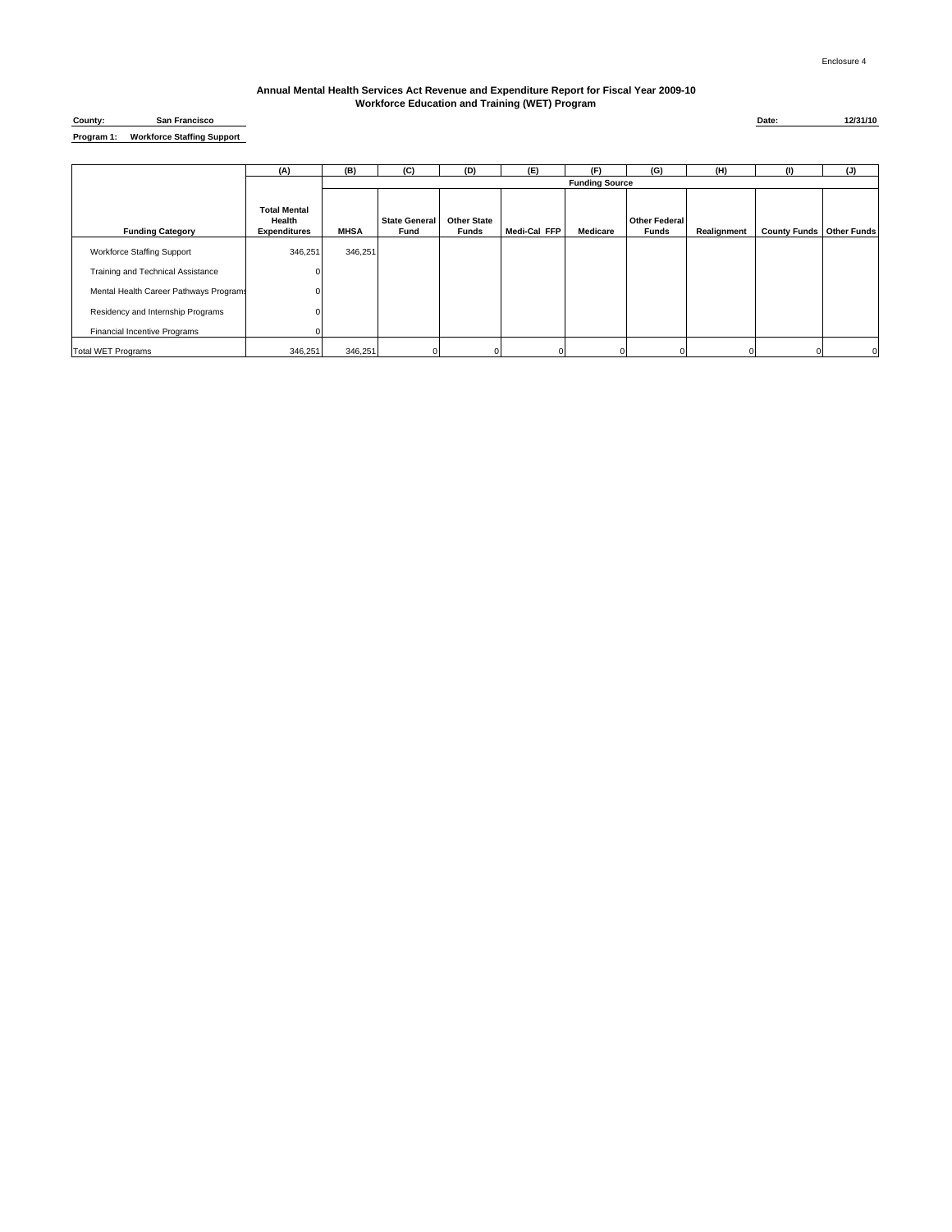Enclosure 4

**Annual Mental Health Services Act Revenue and Expenditure Report for Fiscal Year 2009-10**
**Workforce Education and Training (WET) Program**

**County:** San Francisco

**Date:** 12/31/10

**Program 1:** Workforce Staffing Support

| | (A) | (B) | (C) | (D) | (E) | (F) | (G) | (H) | (I) | (J) |
|---|---|---|---|---|---|---|---|---|---|---|
| | | Funding Source | | | | | | | | |
| Funding Category | Total Mental Health Expenditures | MHSA | State General Fund | Other State Funds | Medi-Cal FFP | Medicare | Other Federal Funds | Realignment | County Funds | Other Funds |
| Workforce Staffing Support | 346,251 | 346,251 | | | | | | | | |
| Training and Technical Assistance | 0 | | | | | | | | | |
| Mental Health Career Pathways Programs | 0 | | | | | | | | | |
| Residency and Internship Programs | 0 | | | | | | | | | |
| Financial Incentive Programs | 0 | | | | | | | | | |
| Total WET Programs | 346,251 | 346,251 | 0 | 0 | 0 | 0 | 0 | 0 | 0 | 0 |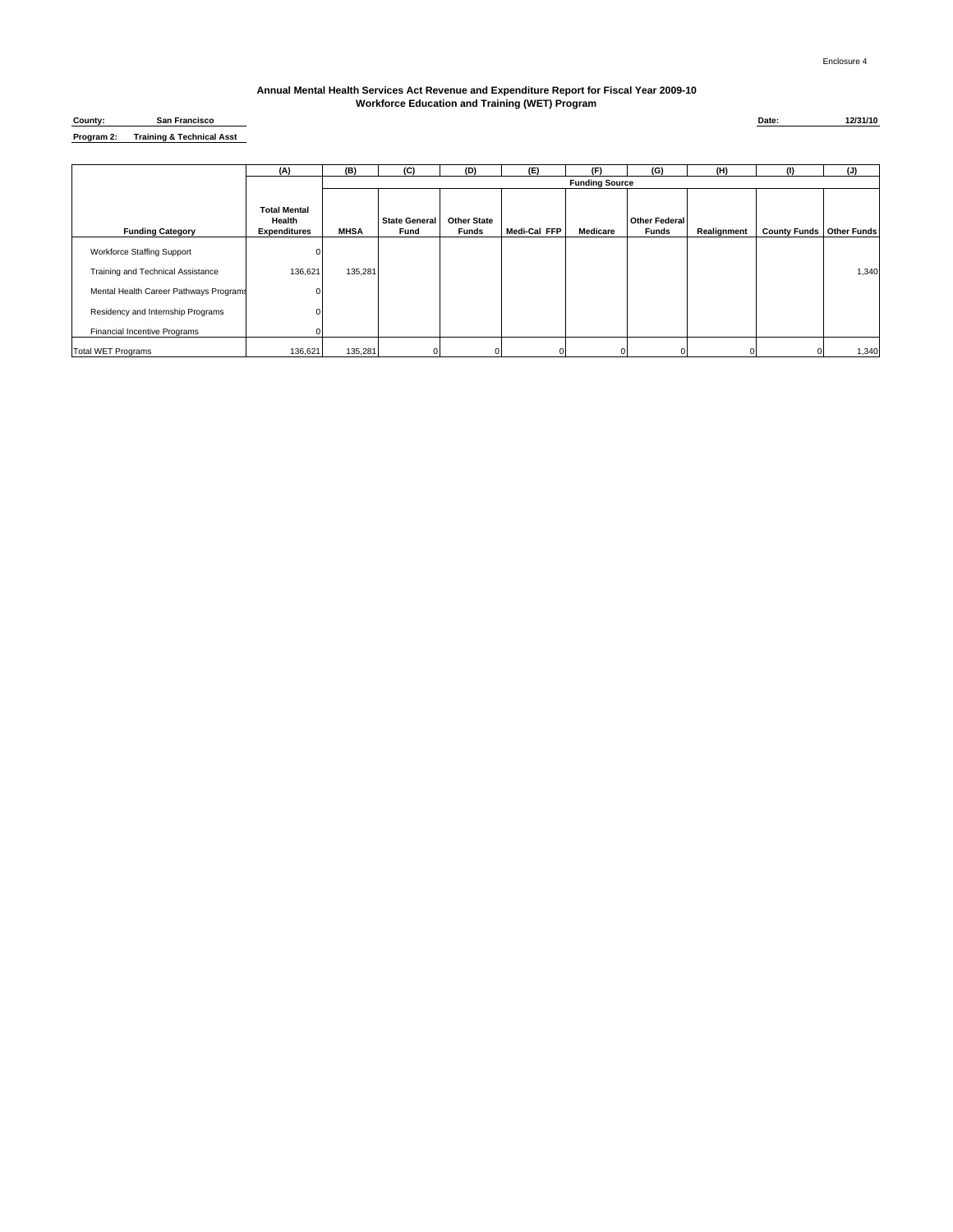Enclosure 4

**Annual Mental Health Services Act Revenue and Expenditure Report for Fiscal Year 2009-10**
**Workforce Education and Training (WET) Program**

**County:** San Francisco

**Date:** 12/31/10

**Program 2:** Training & Technical Asst

| | (A) | (B) | (C) | (D) | (E) | (F) | (G) | (H) | (I) | (J) |
|---|---|---|---|---|---|---|---|---|---|---|
| | | Funding Source | | | | | | | | |
| **Funding Category** | **Total Mental Health Expenditures** | **MHSA** | **State General Fund** | **Other State Funds** | **Medi-Cal FFP** | **Medicare** | **Other Federal Funds** | **Realignment** | **County Funds** | **Other Funds** |
| Workforce Staffing Support | 0 | | | | | | | | | |
| Training and Technical Assistance | 136,621 | 135,281 | | | | | | | | 1,340 |
| Mental Health Career Pathways Programs | 0 | | | | | | | | | |
| Residency and Internship Programs | 0 | | | | | | | | | |
| Financial Incentive Programs | 0 | | | | | | | | | |
| Total WET Programs | 136,621 | 135,281 | 0 | 0 | 0 | 0 | 0 | 0 | 0 | 1,340 |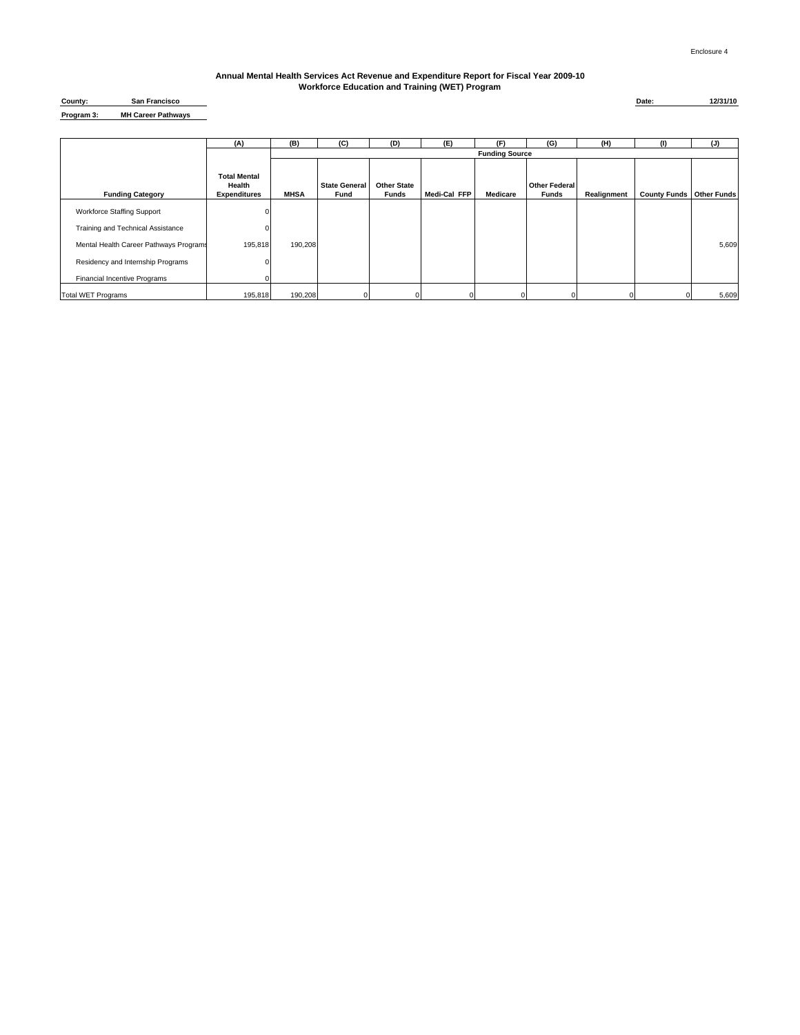Enclosure 4

**Annual Mental Health Services Act Revenue and Expenditure Report for Fiscal Year 2009-10**
**Workforce Education and Training (WET) Program**

**County:** San Francisco

**Date:** 12/31/10

**Program 3:** MH Career Pathways

| | (A) | (B) | (C) | (D) | (E) | (F) | (G) | (H) | (I) | (J) |
|---|---|---|---|---|---|---|---|---|---|---|
| | | Funding Source | | | | | | | | |
| Funding Category | Total Mental Health Expenditures | MHSA | State General Fund | Other State Funds | Medi-Cal FFP | Medicare | Other Federal Funds | Realignment | County Funds | Other Funds |
| Workforce Staffing Support | 0 | | | | | | | | | |
| Training and Technical Assistance | 0 | | | | | | | | | |
| Mental Health Career Pathways Programs | 195,818 | 190,208 | | | | | | | | 5,609 |
| Residency and Internship Programs | 0 | | | | | | | | | |
| Financial Incentive Programs | 0 | | | | | | | | | |
| Total WET Programs | 195,818 | 190,208 | 0 | 0 | 0 | 0 | 0 | 0 | 0 | 5,609 |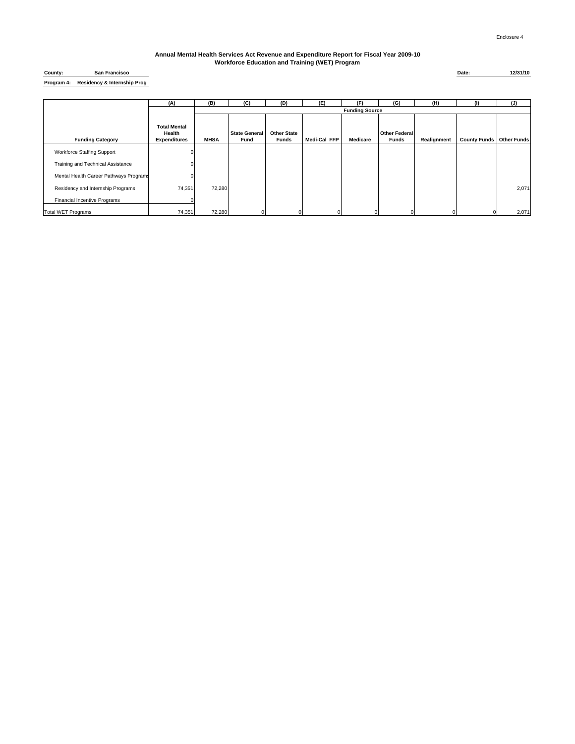Enclosure 4

**Annual Mental Health Services Act Revenue and Expenditure Report for Fiscal Year 2009-10**
**Workforce Education and Training (WET) Program**

**County:** San Francisco

**Date:** 12/31/10

**Program 4:** Residency & Internship Prog

| | (A) | (B) | (C) | (D) | (E) | (F) | (G) | (H) | (I) | (J) |
|---|---|---|---|---|---|---|---|---|---|---|
| | | Funding Source | | | | | | | | |
| Funding Category | Total Mental Health Expenditures | MHSA | State General Fund | Other State Funds | Medi-Cal FFP | Medicare | Other Federal Funds | Realignment | County Funds | Other Funds |
| Workforce Staffing Support | 0 | | | | | | | | | |
| Training and Technical Assistance | 0 | | | | | | | | | |
| Mental Health Career Pathways Programs | 0 | | | | | | | | | |
| Residency and Internship Programs | 74,351 | 72,280 | | | | | | | | 2,071 |
| Financial Incentive Programs | 0 | | | | | | | | | |
| Total WET Programs | 74,351 | 72,280 | 0 | 0 | 0 | 0 | 0 | 0 | 0 | 2,071 |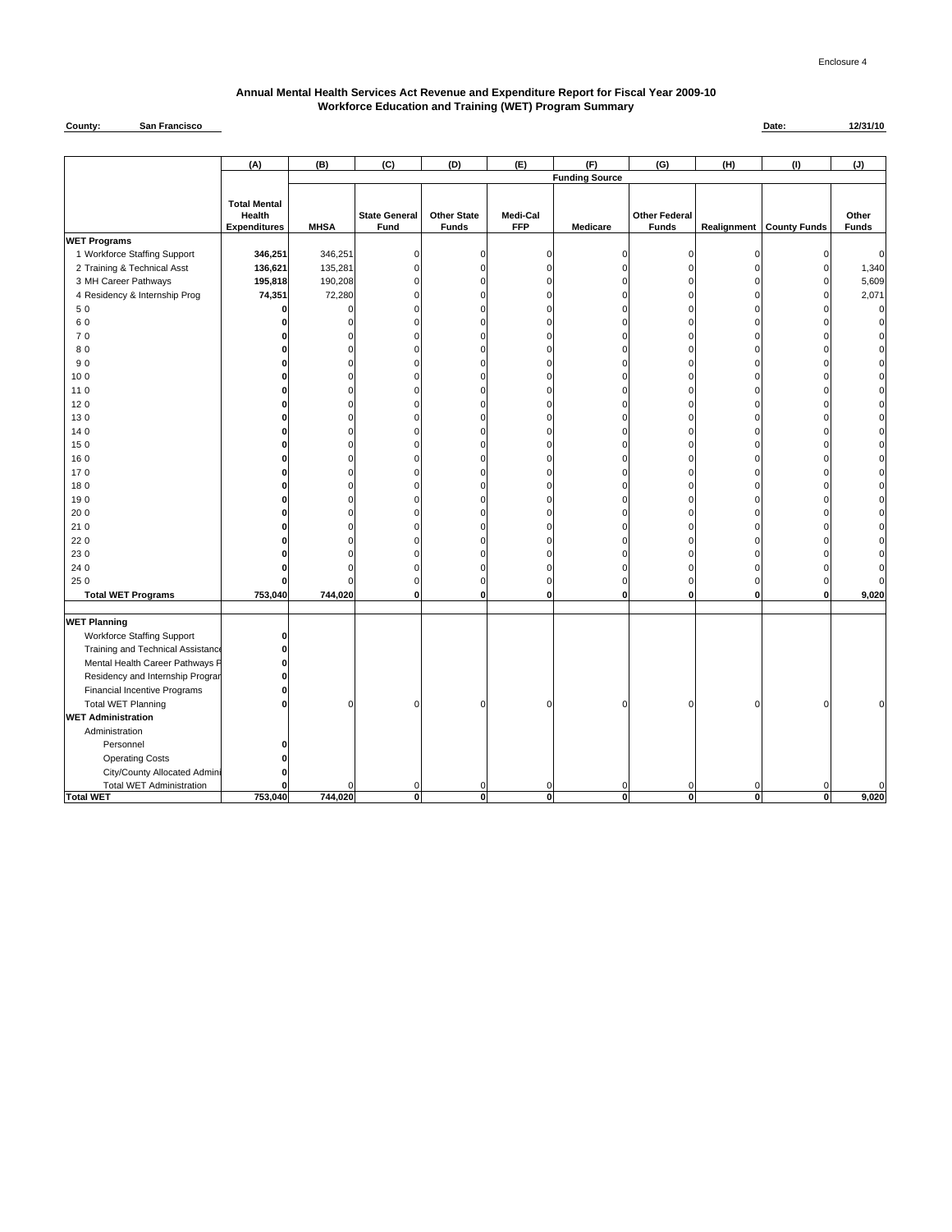Enclosure 4

## Annual Mental Health Services Act Revenue and Expenditure Report for Fiscal Year 2009-10
## Workforce Education and Training (WET) Program Summary

**County:** San Francisco

**Date:** 12/31/10

| | (A) | (B) | (C) | (D) | (E) | (F) | (G) | (H) | (I) | (J) |
|---|---|---|---|---|---|---|---|---|---|---|
| | | Funding Source | | | | | | | | |
| | Total Mental Health Expenditures | MHSA | State General Fund | Other State Funds | Medi-Cal FFP | Medicare | Other Federal Funds | Realignment | County Funds | Other Funds |
| **WET Programs** | | | | | | | | | | |
| 1 Workforce Staffing Support | **346,251** | 346,251 | 0 | 0 | 0 | 0 | 0 | 0 | 0 | 0 |
| 2 Training & Technical Asst | **136,621** | 135,281 | 0 | 0 | 0 | 0 | 0 | 0 | 0 | 1,340 |
| 3 MH Career Pathways | **195,818** | 190,208 | 0 | 0 | 0 | 0 | 0 | 0 | 0 | 5,609 |
| 4 Residency & Internship Prog | **74,351** | 72,280 | 0 | 0 | 0 | 0 | 0 | 0 | 0 | 2,071 |
| 5 0 | **0** | 0 | 0 | 0 | 0 | 0 | 0 | 0 | 0 | 0 |
| 6 0 | **0** | 0 | 0 | 0 | 0 | 0 | 0 | 0 | 0 | 0 |
| 7 0 | **0** | 0 | 0 | 0 | 0 | 0 | 0 | 0 | 0 | 0 |
| 8 0 | **0** | 0 | 0 | 0 | 0 | 0 | 0 | 0 | 0 | 0 |
| 9 0 | **0** | 0 | 0 | 0 | 0 | 0 | 0 | 0 | 0 | 0 |
| 10 0 | **0** | 0 | 0 | 0 | 0 | 0 | 0 | 0 | 0 | 0 |
| 11 0 | **0** | 0 | 0 | 0 | 0 | 0 | 0 | 0 | 0 | 0 |
| 12 0 | **0** | 0 | 0 | 0 | 0 | 0 | 0 | 0 | 0 | 0 |
| 13 0 | **0** | 0 | 0 | 0 | 0 | 0 | 0 | 0 | 0 | 0 |
| 14 0 | **0** | 0 | 0 | 0 | 0 | 0 | 0 | 0 | 0 | 0 |
| 15 0 | **0** | 0 | 0 | 0 | 0 | 0 | 0 | 0 | 0 | 0 |
| 16 0 | **0** | 0 | 0 | 0 | 0 | 0 | 0 | 0 | 0 | 0 |
| 17 0 | **0** | 0 | 0 | 0 | 0 | 0 | 0 | 0 | 0 | 0 |
| 18 0 | **0** | 0 | 0 | 0 | 0 | 0 | 0 | 0 | 0 | 0 |
| 19 0 | **0** | 0 | 0 | 0 | 0 | 0 | 0 | 0 | 0 | 0 |
| 20 0 | **0** | 0 | 0 | 0 | 0 | 0 | 0 | 0 | 0 | 0 |
| 21 0 | **0** | 0 | 0 | 0 | 0 | 0 | 0 | 0 | 0 | 0 |
| 22 0 | **0** | 0 | 0 | 0 | 0 | 0 | 0 | 0 | 0 | 0 |
| 23 0 | **0** | 0 | 0 | 0 | 0 | 0 | 0 | 0 | 0 | 0 |
| 24 0 | **0** | 0 | 0 | 0 | 0 | 0 | 0 | 0 | 0 | 0 |
| 25 0 | **0** | 0 | 0 | 0 | 0 | 0 | 0 | 0 | 0 | 0 |
| **Total WET Programs** | **753,040** | **744,020** | **0** | **0** | **0** | **0** | **0** | **0** | **0** | **9,020** |
| **WET Planning** | | | | | | | | | | |
| Workforce Staffing Support | **0** | | | | | | | | | |
| Training and Technical Assistance | **0** | | | | | | | | | |
| Mental Health Career Pathways P | **0** | | | | | | | | | |
| Residency and Internship Program | **0** | | | | | | | | | |
| Financial Incentive Programs | **0** | | | | | | | | | |
| Total WET Planning | **0** | 0 | 0 | 0 | 0 | 0 | 0 | 0 | 0 | 0 |
| **WET Administration** | | | | | | | | | | |
| Administration | | | | | | | | | | |
| Personnel | **0** | | | | | | | | | |
| Operating Costs | **0** | | | | | | | | | |
| City/County Allocated Admini | **0** | | | | | | | | | |
| Total WET Administration | **0** | 0 | 0 | 0 | 0 | 0 | 0 | 0 | 0 | 0 |
| **Total WET** | **753,040** | **744,020** | **0** | **0** | **0** | **0** | **0** | **0** | **0** | **9,020** |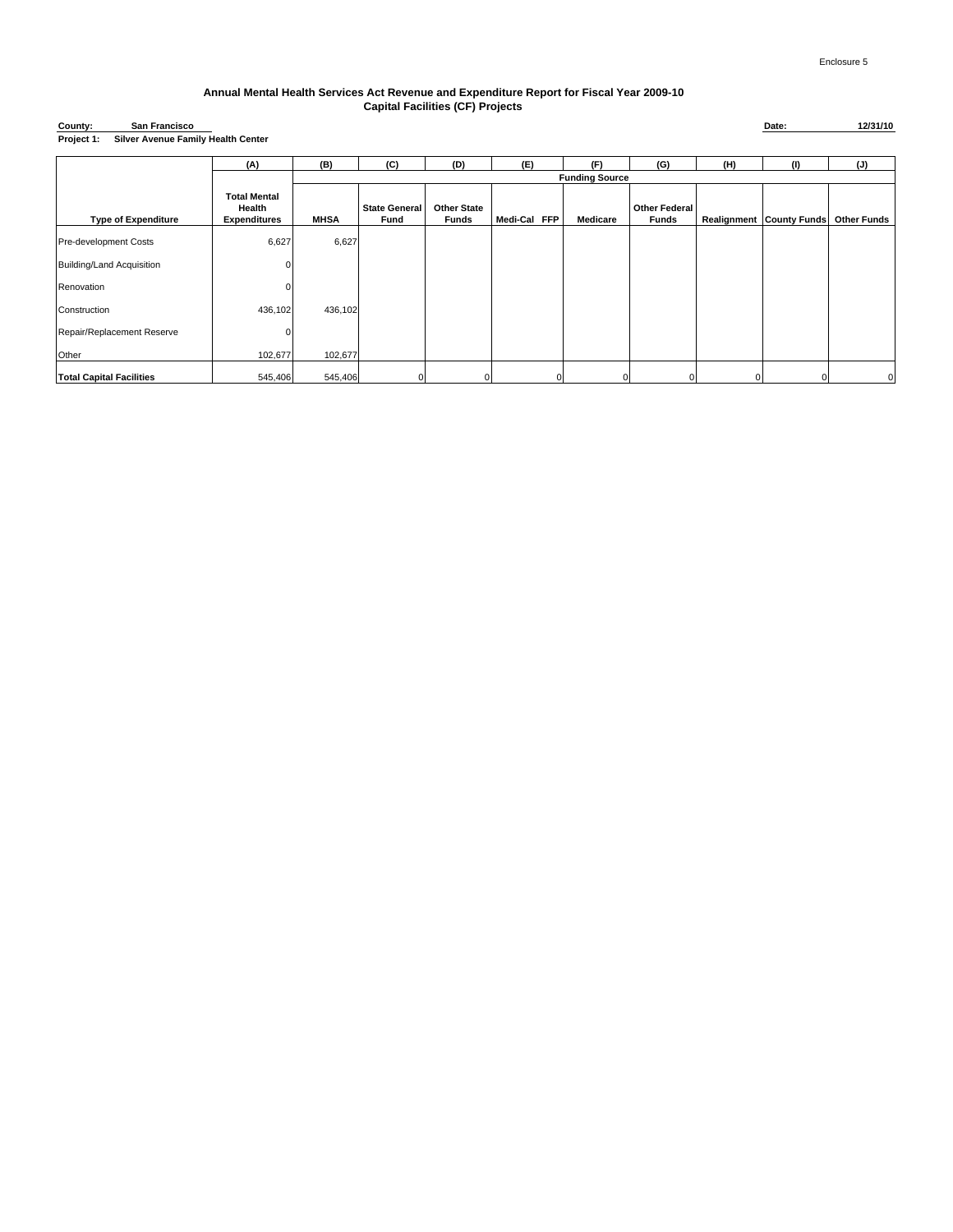Enclosure 5

## Annual Mental Health Services Act Revenue and Expenditure Report for Fiscal Year 2009-10
## Capital Facilities (CF) Projects

**County:** San Francisco **Date:** 12/31/10

**Project 1:** Silver Avenue Family Health Center

| | (A) | (B) | (C) | (D) | (E) | (F) | (G) | (H) | (I) | (J) |
|---|---|---|---|---|---|---|---|---|---|---|
| | | Funding Source | | | | | | | | |
| Type of Expenditure | Total Mental Health Expenditures | MHSA | State General Fund | Other State Funds | Medi-Cal FFP | Medicare | Other Federal Funds | Realignment | County Funds | Other Funds |
| Pre-development Costs | 6,627 | 6,627 | | | | | | | | |
| Building/Land Acquisition | 0 | | | | | | | | | |
| Renovation | 0 | | | | | | | | | |
| Construction | 436,102 | 436,102 | | | | | | | | |
| Repair/Replacement Reserve | 0 | | | | | | | | | |
| Other | 102,677 | 102,677 | | | | | | | | |
| **Total Capital Facilities** | 545,406 | 545,406 | 0 | 0 | 0 | 0 | 0 | 0 | 0 | 0 |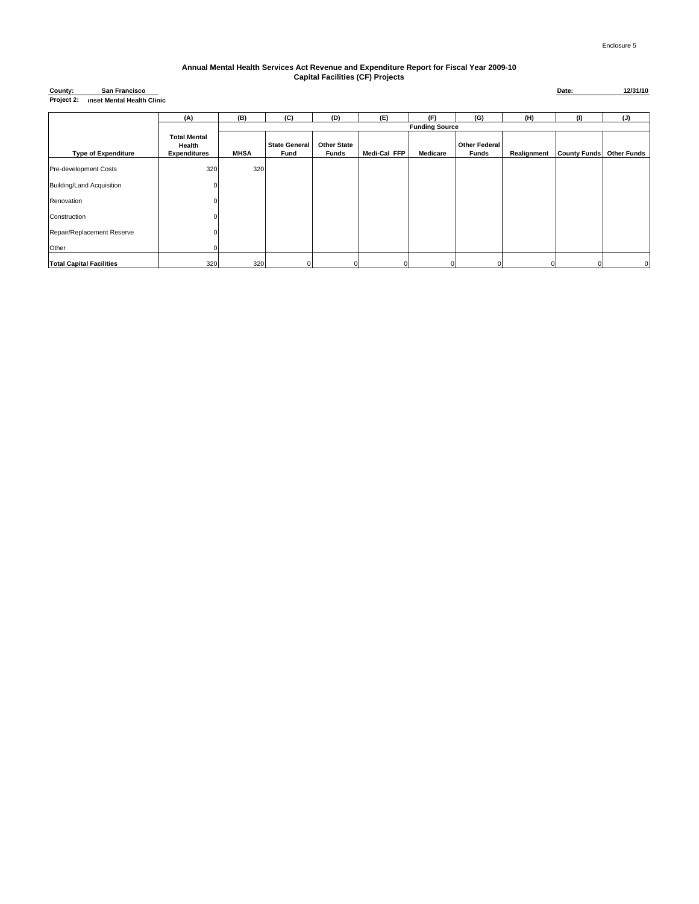Enclosure 5

**Annual Mental Health Services Act Revenue and Expenditure Report for Fiscal Year 2009-10**
**Capital Facilities (CF) Projects**

**County:** San Francisco **Date:** 12/31/10
**Project 2:** ınset Mental Health Clinic

| | (A) | (B) | (C) | (D) | (E) | (F) | (G) | (H) | (I) | (J) |
|---|---|---|---|---|---|---|---|---|---|---|
| | | Funding Source | | | | | | | | |
| **Type of Expenditure** | **Total Mental Health Expenditures** | **MHSA** | **State General Fund** | **Other State Funds** | **Medi-Cal FFP** | **Medicare** | **Other Federal Funds** | **Realignment** | **County Funds** | **Other Funds** |
| Pre-development Costs | 320 | 320 | | | | | | | | |
| Building/Land Acquisition | 0 | | | | | | | | | |
| Renovation | 0 | | | | | | | | | |
| Construction | 0 | | | | | | | | | |
| Repair/Replacement Reserve | 0 | | | | | | | | | |
| Other | 0 | | | | | | | | | |
| **Total Capital Facilities** | 320 | 320 | 0 | 0 | 0 | 0 | 0 | 0 | 0 | 0 |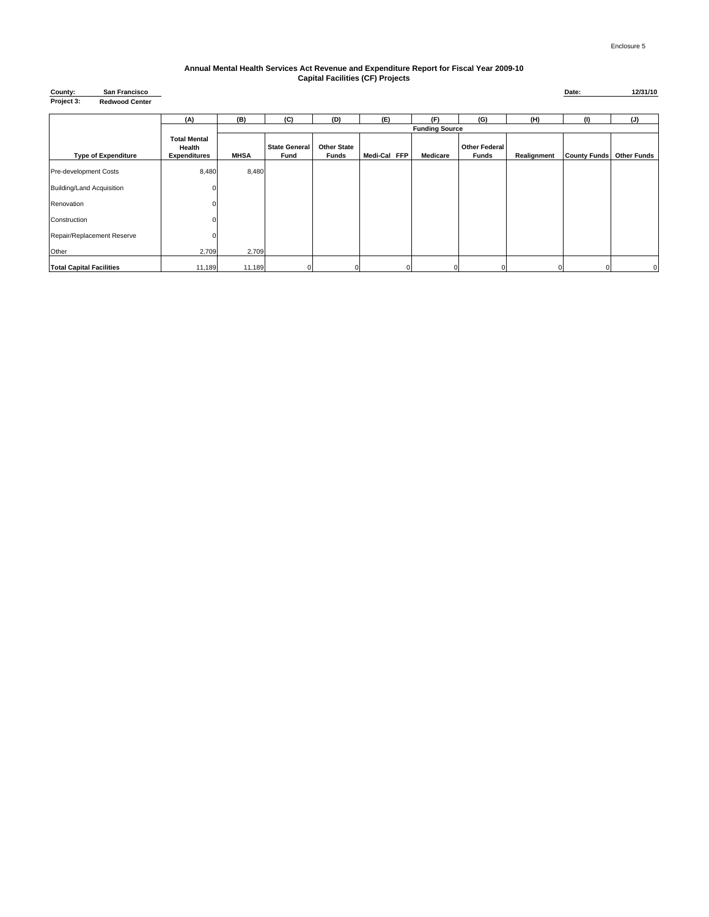Enclosure 5

**Annual Mental Health Services Act Revenue and Expenditure Report for Fiscal Year 2009-10**
**Capital Facilities (CF) Projects**

**County:** San Francisco **Date:** 12/31/10
**Project 3:** Redwood Center

| | (A) | (B) | (C) | (D) | (E) | (F) | (G) | (H) | (I) | (J) |
|---|---|---|---|---|---|---|---|---|---|---|
| | | Funding Source | | | | | | | | |
| **Type of Expenditure** | **Total Mental Health Expenditures** | **MHSA** | **State General Fund** | **Other State Funds** | **Medi-Cal FFP** | **Medicare** | **Other Federal Funds** | **Realignment** | **County Funds** | **Other Funds** |
| Pre-development Costs | 8,480 | 8,480 | | | | | | | | |
| Building/Land Acquisition | 0 | | | | | | | | | |
| Renovation | 0 | | | | | | | | | |
| Construction | 0 | | | | | | | | | |
| Repair/Replacement Reserve | 0 | | | | | | | | | |
| Other | 2,709 | 2,709 | | | | | | | | |
| **Total Capital Facilities** | 11,189 | 11,189 | 0 | 0 | 0 | 0 | 0 | 0 | 0 | 0 |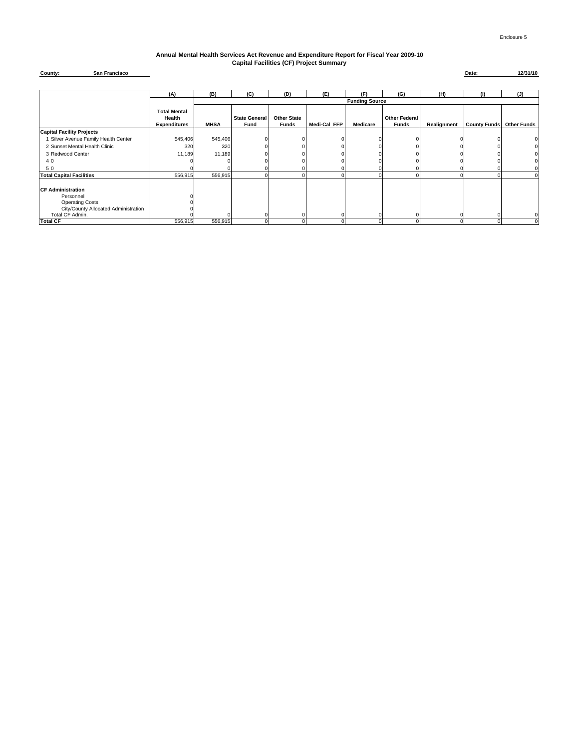Enclosure 5

## Annual Mental Health Services Act Revenue and Expenditure Report for Fiscal Year 2009-10
### Capital Facilities (CF) Project Summary

**County:** San Francisco

**Date:** 12/31/10

| | (A) | (B) | (C) | (D) | (E) | (F) | (G) | (H) | (I) | (J) |
|---|---|---|---|---|---|---|---|---|---|---|
| | | Funding Source | | | | | | | | |
| | **Total Mental Health Expenditures** | **MHSA** | **State General Fund** | **Other State Funds** | **Medi-Cal FFP** | **Medicare** | **Other Federal Funds** | **Realignment** | **County Funds** | **Other Funds** |
| **Capital Facility Projects** | | | | | | | | | | |
| 1 Silver Avenue Family Health Center | 545,406 | 545,406 | 0 | 0 | 0 | 0 | 0 | 0 | 0 | 0 |
| 2 Sunset Mental Health Clinic | 320 | 320 | 0 | 0 | 0 | 0 | 0 | 0 | 0 | 0 |
| 3 Redwood Center | 11,189 | 11,189 | 0 | 0 | 0 | 0 | 0 | 0 | 0 | 0 |
| 4 0 | 0 | 0 | 0 | 0 | 0 | 0 | 0 | 0 | 0 | 0 |
| 5 0 | 0 | 0 | 0 | 0 | 0 | 0 | 0 | 0 | 0 | 0 |
| **Total Capital Facilities** | 556,915 | 556,915 | 0 | 0 | 0 | 0 | 0 | 0 | 0 | 0 |
| **CF Administration** | | | | | | | | | | |
| Personnel | 0 | | | | | | | | | |
| Operating Costs | 0 | | | | | | | | | |
| City/County Allocated Administration | 0 | | | | | | | | | |
| Total CF Admin. | 0 | 0 | 0 | 0 | 0 | 0 | 0 | 0 | 0 | 0 |
| **Total CF** | 556,915 | 556,915 | 0 | 0 | 0 | 0 | 0 | 0 | 0 | 0 |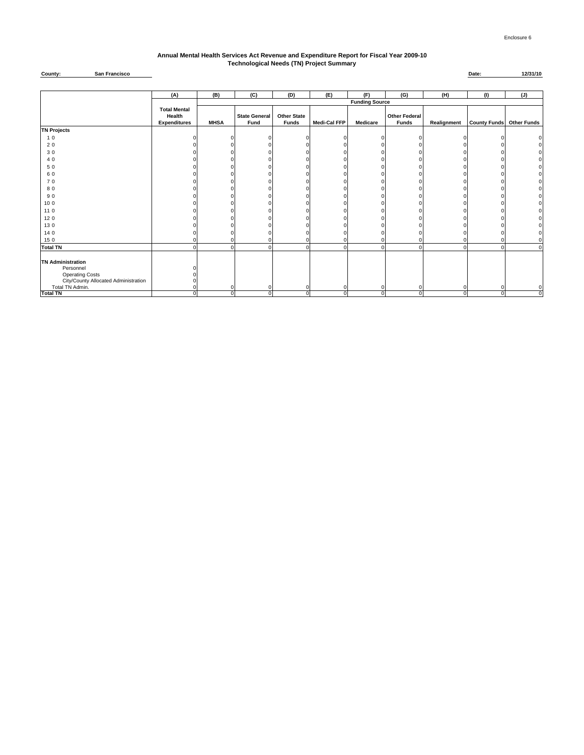Enclosure 6

# Annual Mental Health Services Act Revenue and Expenditure Report for Fiscal Year 2009-10
## Technological Needs (TN) Project Summary

**County:** **San Francisco** **Date:** **12/31/10**

| | (A) | (B) | (C) | (D) | (E) | (F) | (G) | (H) | (I) | (J) |
|---|---|---|---|---|---|---|---|---|---|---|
| | | Funding Source | | | | | | | | |
| | Total Mental Health Expenditures | MHSA | State General Fund | Other State Funds | Medi-Cal FFP | Medicare | Other Federal Funds | Realignment | County Funds | Other Funds |
| **TN Projects** | | | | | | | | | | |
| 1 0 | 0 | 0 | 0 | 0 | 0 | 0 | 0 | 0 | 0 | 0 |
| 2 0 | 0 | 0 | 0 | 0 | 0 | 0 | 0 | 0 | 0 | 0 |
| 3 0 | 0 | 0 | 0 | 0 | 0 | 0 | 0 | 0 | 0 | 0 |
| 4 0 | 0 | 0 | 0 | 0 | 0 | 0 | 0 | 0 | 0 | 0 |
| 5 0 | 0 | 0 | 0 | 0 | 0 | 0 | 0 | 0 | 0 | 0 |
| 6 0 | 0 | 0 | 0 | 0 | 0 | 0 | 0 | 0 | 0 | 0 |
| 7 0 | 0 | 0 | 0 | 0 | 0 | 0 | 0 | 0 | 0 | 0 |
| 8 0 | 0 | 0 | 0 | 0 | 0 | 0 | 0 | 0 | 0 | 0 |
| 9 0 | 0 | 0 | 0 | 0 | 0 | 0 | 0 | 0 | 0 | 0 |
| 10 0 | 0 | 0 | 0 | 0 | 0 | 0 | 0 | 0 | 0 | 0 |
| 11 0 | 0 | 0 | 0 | 0 | 0 | 0 | 0 | 0 | 0 | 0 |
| 12 0 | 0 | 0 | 0 | 0 | 0 | 0 | 0 | 0 | 0 | 0 |
| 13 0 | 0 | 0 | 0 | 0 | 0 | 0 | 0 | 0 | 0 | 0 |
| 14 0 | 0 | 0 | 0 | 0 | 0 | 0 | 0 | 0 | 0 | 0 |
| 15 0 | 0 | 0 | 0 | 0 | 0 | 0 | 0 | 0 | 0 | 0 |
| **Total TN** | 0 | 0 | 0 | 0 | 0 | 0 | 0 | 0 | 0 | 0 |
| **TN Administration** | | | | | | | | | | |
| Personnel | 0 | | | | | | | | | |
| Operating Costs | 0 | | | | | | | | | |
| City/County Allocated Administration | 0 | | | | | | | | | |
| Total TN Admin. | 0 | 0 | 0 | 0 | 0 | 0 | 0 | 0 | 0 | 0 |
| **Total TN** | 0 | 0 | 0 | 0 | 0 | 0 | 0 | 0 | 0 | 0 |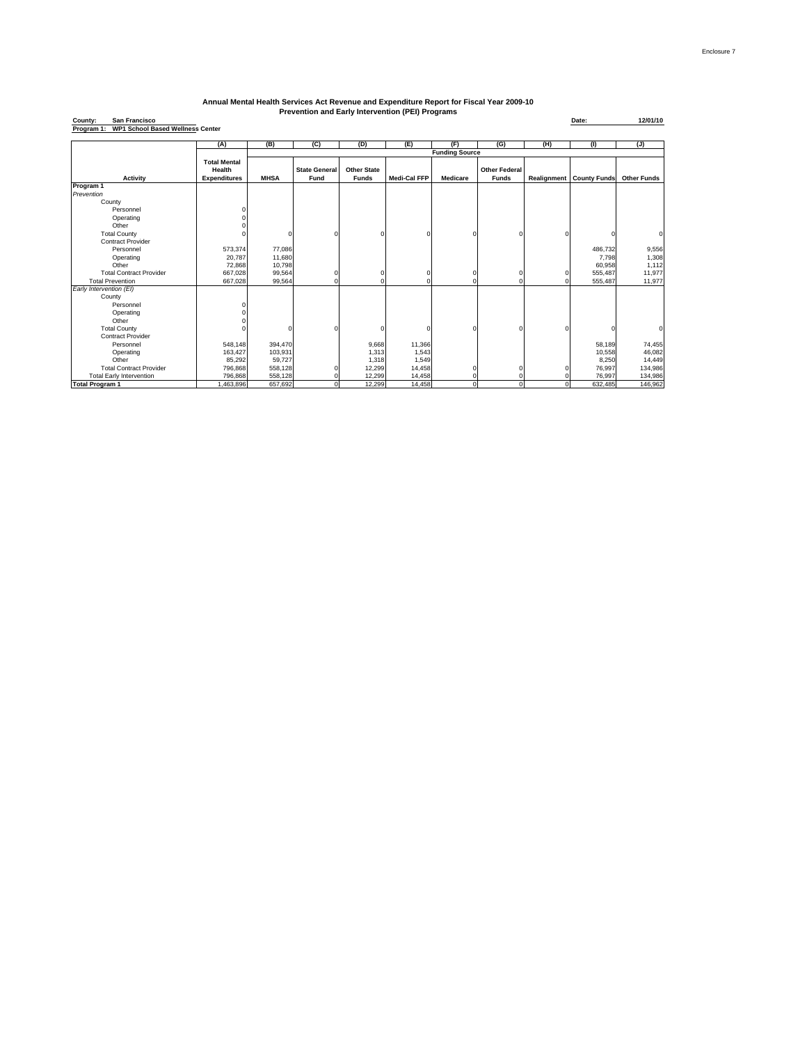Enclosure 7

# Annual Mental Health Services Act Revenue and Expenditure Report for Fiscal Year 2009-10
## Prevention and Early Intervention (PEI) Programs

**County:** San Francisco **Date:** 12/01/10

**Program 1:** WP1 School Based Wellness Center

| | (A) | (B) | (C) | (D) | (E) | (F) | (G) | (H) | (I) | (J) |
|---|---|---|---|---|---|---|---|---|---|---|
| | | Funding Source | | | | | | | | |
| **Activity** | **Total Mental Health Expenditures** | **MHSA** | **State General Fund** | **Other State Funds** | **Medi-Cal FFP** | **Medicare** | **Other Federal Funds** | **Realignment** | **County Funds** | **Other Funds** |
| **Program 1** | | | | | | | | | | |
| *Prevention* | | | | | | | | | | |
| County | | | | | | | | | | |
| Personnel | 0 | | | | | | | | | |
| Operating | 0 | | | | | | | | | |
| Other | 0 | | | | | | | | | |
| Total County | 0 | 0 | 0 | 0 | 0 | 0 | 0 | 0 | 0 | 0 |
| Contract Provider | | | | | | | | | | |
| Personnel | 573,374 | 77,086 | | | | | | | 486,732 | 9,556 |
| Operating | 20,787 | 11,680 | | | | | | | 7,798 | 1,308 |
| Other | 72,868 | 10,798 | | | | | | | 60,958 | 1,112 |
| Total Contract Provider | 667,028 | 99,564 | 0 | 0 | 0 | 0 | 0 | 0 | 555,487 | 11,977 |
| Total Prevention | 667,028 | 99,564 | 0 | 0 | 0 | 0 | 0 | 0 | 555,487 | 11,977 |
| *Early Intervention (EI)* | | | | | | | | | | |
| County | | | | | | | | | | |
| Personnel | 0 | | | | | | | | | |
| Operating | 0 | | | | | | | | | |
| Other | 0 | | | | | | | | | |
| Total County | 0 | 0 | 0 | 0 | 0 | 0 | 0 | 0 | 0 | 0 |
| Contract Provider | | | | | | | | | | |
| Personnel | 548,148 | 394,470 | | 9,668 | 11,366 | | | | 58,189 | 74,455 |
| Operating | 163,427 | 103,931 | | 1,313 | 1,543 | | | | 10,558 | 46,082 |
| Other | 85,292 | 59,727 | | 1,318 | 1,549 | | | | 8,250 | 14,449 |
| Total Contract Provider | 796,868 | 558,128 | 0 | 12,299 | 14,458 | 0 | 0 | 0 | 76,997 | 134,986 |
| Total Early Intervention | 796,868 | 558,128 | 0 | 12,299 | 14,458 | 0 | 0 | 0 | 76,997 | 134,986 |
| **Total Program 1** | 1,463,896 | 657,692 | 0 | 12,299 | 14,458 | 0 | 0 | 0 | 632,485 | 146,962 |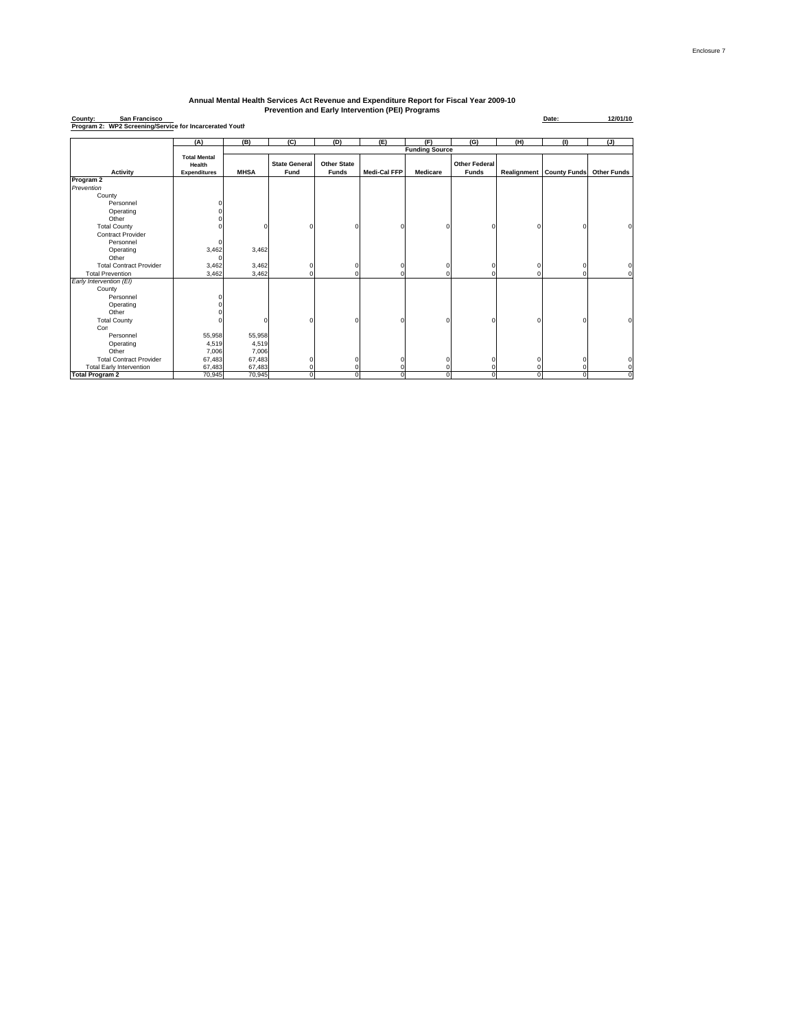Enclosure 7

## Annual Mental Health Services Act Revenue and Expenditure Report for Fiscal Year 2009-10
## Prevention and Early Intervention (PEI) Programs

**County:** San Francisco  **Date:** 12/01/10

**Program 2: WP2 Screening/Service for Incarcerated Youth**

| | (A) | (B) | (C) | (D) | (E) | (F) | (G) | (H) | (I) | (J) |
|---|---|---|---|---|---|---|---|---|---|---|
| | | Funding Source | | | | | | | | |
| **Activity** | **Total Mental Health Expenditures** | **MHSA** | **State General Fund** | **Other State Funds** | **Medi-Cal FFP** | **Medicare** | **Other Federal Funds** | **Realignment** | **County Funds** | **Other Funds** |
| **Program 2** | | | | | | | | | | |
| *Prevention* | | | | | | | | | | |
| County | | | | | | | | | | |
| Personnel | 0 | | | | | | | | | |
| Operating | 0 | | | | | | | | | |
| Other | 0 | | | | | | | | | |
| Total County | 0 | 0 | 0 | 0 | 0 | 0 | 0 | 0 | 0 | 0 |
| Contract Provider | | | | | | | | | | |
| Personnel | 0 | | | | | | | | | |
| Operating | 3,462 | 3,462 | | | | | | | | |
| Other | 0 | | | | | | | | | |
| Total Contract Provider | 3,462 | 3,462 | 0 | 0 | 0 | 0 | 0 | 0 | 0 | 0 |
| Total Prevention | 3,462 | 3,462 | 0 | 0 | 0 | 0 | 0 | 0 | 0 | 0 |
| *Early Intervention (EI)* | | | | | | | | | | |
| County | | | | | | | | | | |
| Personnel | 0 | | | | | | | | | |
| Operating | 0 | | | | | | | | | |
| Other | 0 | | | | | | | | | |
| Total County | 0 | 0 | 0 | 0 | 0 | 0 | 0 | 0 | 0 | 0 |
| Con | | | | | | | | | | |
| Personnel | 55,958 | 55,958 | | | | | | | | |
| Operating | 4,519 | 4,519 | | | | | | | | |
| Other | 7,006 | 7,006 | | | | | | | | |
| Total Contract Provider | 67,483 | 67,483 | 0 | 0 | 0 | 0 | 0 | 0 | 0 | 0 |
| Total Early Intervention | 67,483 | 67,483 | 0 | 0 | 0 | 0 | 0 | 0 | 0 | 0 |
| **Total Program 2** | 70,945 | 70,945 | 0 | 0 | 0 | 0 | 0 | 0 | 0 | 0 |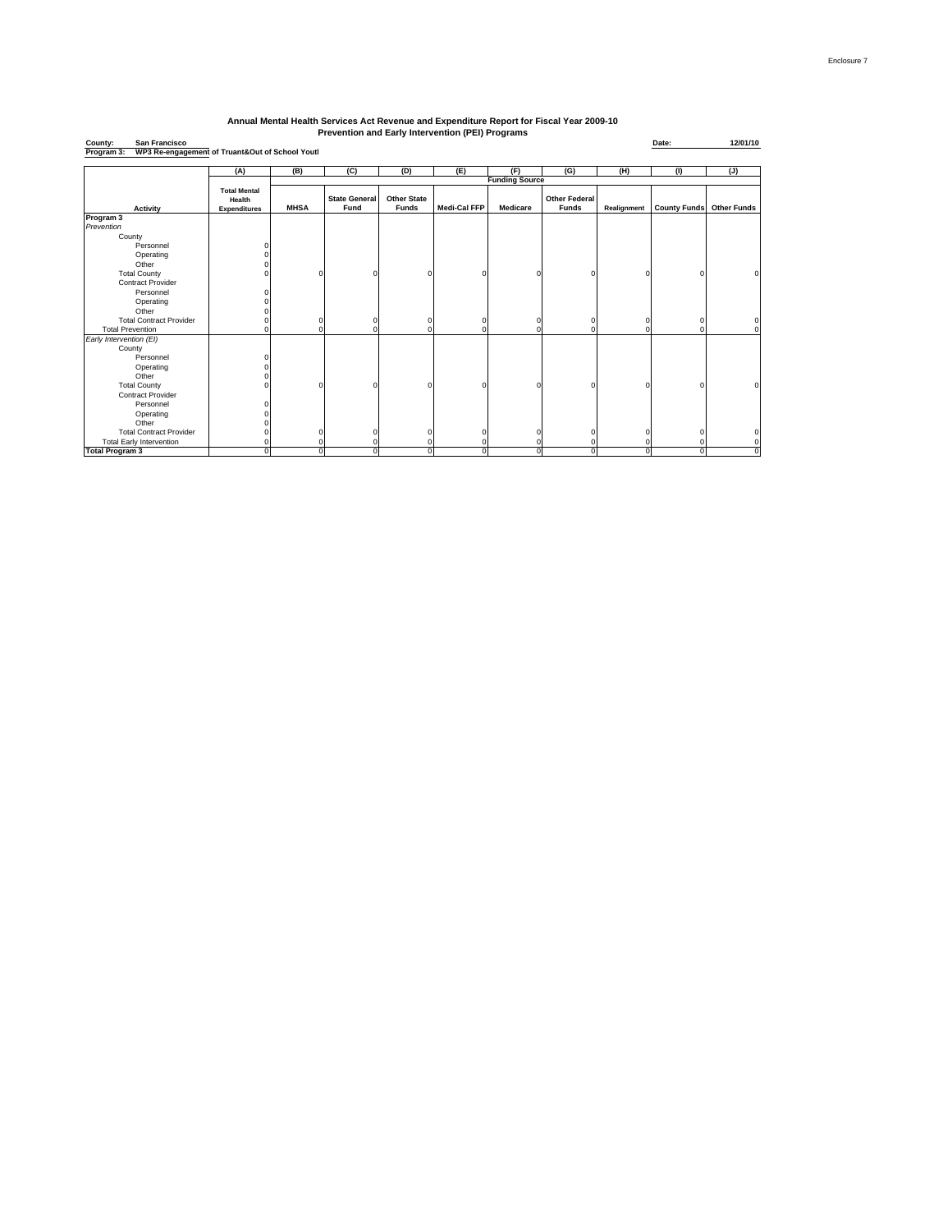Enclosure 7

# Annual Mental Health Services Act Revenue and Expenditure Report for Fiscal Year 2009-10
## Prevention and Early Intervention (PEI) Programs

**County:** San Francisco **Date:** 12/01/10

**Program 3:** WP3 Re-engagement of Truant&Out of School Youtl

| | (A) | (B) | (C) | (D) | (E) | (F) | (G) | (H) | (I) | (J) |
|---|---|---|---|---|---|---|---|---|---|---|
| | | Funding Source | | | | | | | | |
| **Activity** | **Total Mental Health Expenditures** | **MHSA** | **State General Fund** | **Other State Funds** | **Medi-Cal FFP** | **Medicare** | **Other Federal Funds** | **Realignment** | **County Funds** | **Other Funds** |
| **Program 3** | | | | | | | | | | |
| *Prevention* | | | | | | | | | | |
| County | | | | | | | | | | |
| Personnel | 0 | | | | | | | | | |
| Operating | 0 | | | | | | | | | |
| Other | 0 | | | | | | | | | |
| Total County | 0 | 0 | 0 | 0 | 0 | 0 | 0 | 0 | 0 | 0 |
| Contract Provider | | | | | | | | | | |
| Personnel | 0 | | | | | | | | | |
| Operating | 0 | | | | | | | | | |
| Other | 0 | | | | | | | | | |
| Total Contract Provider | 0 | 0 | 0 | 0 | 0 | 0 | 0 | 0 | 0 | 0 |
| Total Prevention | 0 | 0 | 0 | 0 | 0 | 0 | 0 | 0 | 0 | 0 |
| *Early Intervention (EI)* | | | | | | | | | | |
| County | | | | | | | | | | |
| Personnel | 0 | | | | | | | | | |
| Operating | 0 | | | | | | | | | |
| Other | 0 | | | | | | | | | |
| Total County | 0 | 0 | 0 | 0 | 0 | 0 | 0 | 0 | 0 | 0 |
| Contract Provider | | | | | | | | | | |
| Personnel | 0 | | | | | | | | | |
| Operating | 0 | | | | | | | | | |
| Other | 0 | | | | | | | | | |
| Total Contract Provider | 0 | 0 | 0 | 0 | 0 | 0 | 0 | 0 | 0 | 0 |
| Total Early Intervention | 0 | 0 | 0 | 0 | 0 | 0 | 0 | 0 | 0 | 0 |
| **Total Program 3** | 0 | 0 | 0 | 0 | 0 | 0 | 0 | 0 | 0 | 0 |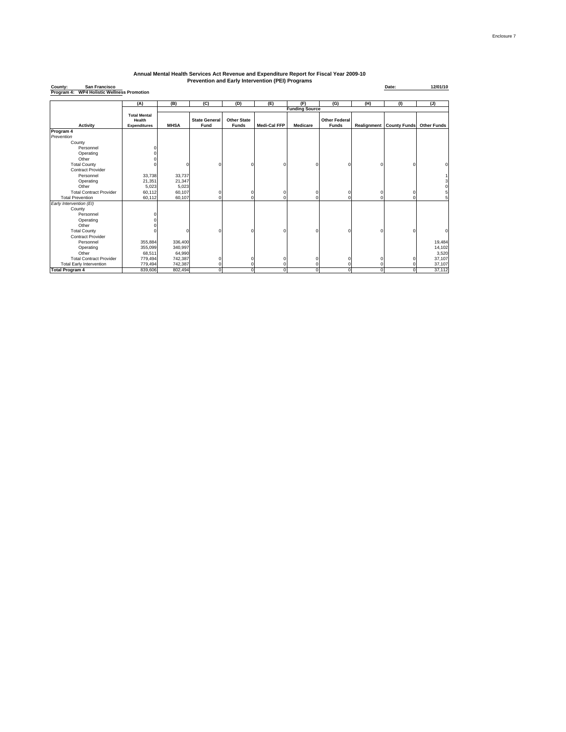Enclosure 7

# Annual Mental Health Services Act Revenue and Expenditure Report for Fiscal Year 2009-10
## Prevention and Early Intervention (PEI) Programs

**County:** San Francisco  
**Program 4:** WP4 Holistic Wellness Promotion  
**Date:** 12/01/10

| | (A) | (B) | (C) | (D) | (E) | (F) | (G) | (H) | (I) | (J) |
|---|---|---|---|---|---|---|---|---|---|---|
| | | Funding Source | | | | | | | | |
| Activity | Total Mental Health Expenditures | MHSA | State General Fund | Other State Funds | Medi-Cal FFP | Medicare | Other Federal Funds | Realignment | County Funds | Other Funds |
| **Program 4** | | | | | | | | | | |
| *Prevention* | | | | | | | | | | |
| County | | | | | | | | | | |
| Personnel | 0 | | | | | | | | | |
| Operating | 0 | | | | | | | | | |
| Other | 0 | | | | | | | | | |
| Total County | 0 | 0 | 0 | 0 | 0 | 0 | 0 | 0 | 0 | 0 |
| Contract Provider | | | | | | | | | | |
| Personnel | 33,738 | 33,737 | | | | | | | | 1 |
| Operating | 21,351 | 21,347 | | | | | | | | 3 |
| Other | 5,023 | 5,023 | | | | | | | | 0 |
| Total Contract Provider | 60,112 | 60,107 | 0 | 0 | 0 | 0 | 0 | 0 | 0 | 5 |
| Total Prevention | 60,112 | 60,107 | 0 | 0 | 0 | 0 | 0 | 0 | 0 | 5 |
| *Early Intervention (EI)* | | | | | | | | | | |
| County | | | | | | | | | | |
| Personnel | 0 | | | | | | | | | |
| Operating | 0 | | | | | | | | | |
| Other | 0 | | | | | | | | | |
| Total County | 0 | 0 | 0 | 0 | 0 | 0 | 0 | 0 | 0 | 0 |
| Contract Provider | | | | | | | | | | |
| Personnel | 355,884 | 336,400 | | | | | | | | 19,484 |
| Operating | 355,099 | 340,997 | | | | | | | | 14,102 |
| Other | 68,511 | 64,990 | | | | | | | | 3,520 |
| Total Contract Provider | 779,494 | 742,387 | 0 | 0 | 0 | 0 | 0 | 0 | 0 | 37,107 |
| Total Early Intervention | 779,494 | 742,387 | 0 | 0 | 0 | 0 | 0 | 0 | 0 | 37,107 |
| **Total Program 4** | 839,606 | 802,494 | 0 | 0 | 0 | 0 | 0 | 0 | 0 | 37,112 |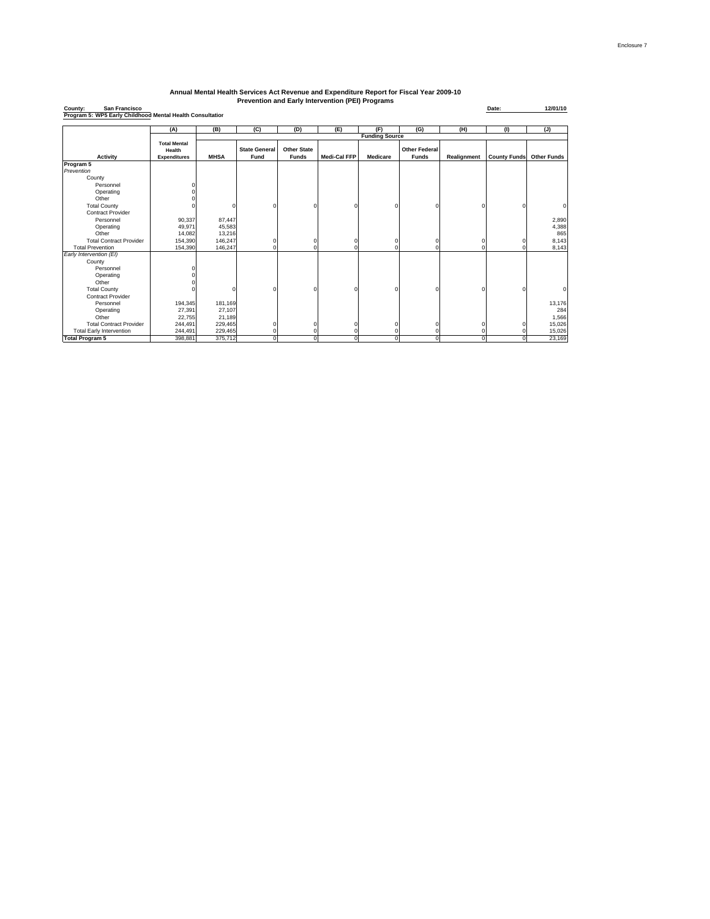Enclosure 7

# Annual Mental Health Services Act Revenue and Expenditure Report for Fiscal Year 2009-10
## Prevention and Early Intervention (PEI) Programs

**County:** San Francisco **Date:** 12/01/10

**Program 5: WP5 Early Childhood Mental Health Consultation**

| | (A) | (B) | (C) | (D) | (E) | (F) | (G) | (H) | (I) | (J) |
|---|---|---|---|---|---|---|---|---|---|---|
| | | Funding Source | | | | | | | | |
| **Activity** | **Total Mental Health Expenditures** | **MHSA** | **State General Fund** | **Other State Funds** | **Medi-Cal FFP** | **Medicare** | **Other Federal Funds** | **Realignment** | **County Funds** | **Other Funds** |
| **Program 5** | | | | | | | | | | |
| *Prevention* | | | | | | | | | | |
| County | | | | | | | | | | |
| Personnel | 0 | | | | | | | | | |
| Operating | 0 | | | | | | | | | |
| Other | 0 | | | | | | | | | |
| Total County | 0 | 0 | 0 | 0 | 0 | 0 | 0 | 0 | 0 | 0 |
| Contract Provider | | | | | | | | | | |
| Personnel | 90,337 | 87,447 | | | | | | | | 2,890 |
| Operating | 49,971 | 45,583 | | | | | | | | 4,388 |
| Other | 14,082 | 13,216 | | | | | | | | 865 |
| Total Contract Provider | 154,390 | 146,247 | 0 | 0 | 0 | 0 | 0 | 0 | 0 | 8,143 |
| Total Prevention | 154,390 | 146,247 | 0 | 0 | 0 | 0 | 0 | 0 | 0 | 8,143 |
| *Early Intervention (EI)* | | | | | | | | | | |
| County | | | | | | | | | | |
| Personnel | 0 | | | | | | | | | |
| Operating | 0 | | | | | | | | | |
| Other | 0 | | | | | | | | | |
| Total County | 0 | 0 | 0 | 0 | 0 | 0 | 0 | 0 | 0 | 0 |
| Contract Provider | | | | | | | | | | |
| Personnel | 194,345 | 181,169 | | | | | | | | 13,176 |
| Operating | 27,391 | 27,107 | | | | | | | | 284 |
| Other | 22,755 | 21,189 | | | | | | | | 1,566 |
| Total Contract Provider | 244,491 | 229,465 | 0 | 0 | 0 | 0 | 0 | 0 | 0 | 15,026 |
| Total Early Intervention | 244,491 | 229,465 | 0 | 0 | 0 | 0 | 0 | 0 | 0 | 15,026 |
| **Total Program 5** | 398,881 | 375,712 | 0 | 0 | 0 | 0 | 0 | 0 | 0 | 23,169 |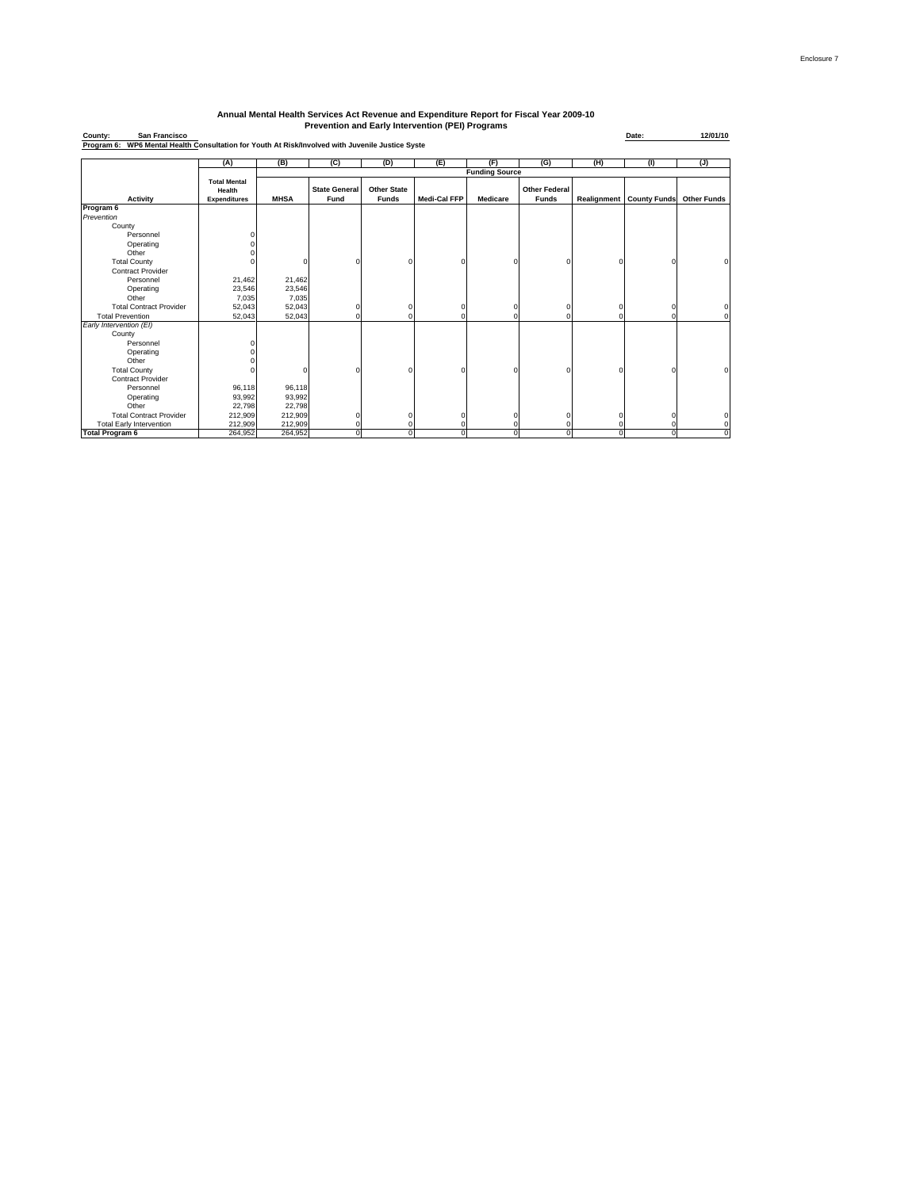Enclosure 7

# Annual Mental Health Services Act Revenue and Expenditure Report for Fiscal Year 2009-10
## Prevention and Early Intervention (PEI) Programs

**County:** San Francisco **Date:** 12/01/10

**Program 6:** WP6 Mental Health Consultation for Youth At Risk/Involved with Juvenile Justice Syste

| | (A) | (B) | (C) | (D) | (E) | (F) | (G) | (H) | (I) | (J) |
|---|---|---|---|---|---|---|---|---|---|---|
| | | Funding Source | | | | | | | | |
| **Activity** | **Total Mental Health Expenditures** | **MHSA** | **State General Fund** | **Other State Funds** | **Medi-Cal FFP** | **Medicare** | **Other Federal Funds** | **Realignment** | **County Funds** | **Other Funds** |
| **Program 6** | | | | | | | | | | |
| *Prevention* | | | | | | | | | | |
| County | | | | | | | | | | |
| Personnel | 0 | | | | | | | | | |
| Operating | 0 | | | | | | | | | |
| Other | 0 | | | | | | | | | |
| Total County | 0 | 0 | 0 | 0 | 0 | 0 | 0 | 0 | 0 | 0 |
| Contract Provider | | | | | | | | | | |
| Personnel | 21,462 | 21,462 | | | | | | | | |
| Operating | 23,546 | 23,546 | | | | | | | | |
| Other | 7,035 | 7,035 | | | | | | | | |
| Total Contract Provider | 52,043 | 52,043 | 0 | 0 | 0 | 0 | 0 | 0 | 0 | 0 |
| Total Prevention | 52,043 | 52,043 | 0 | 0 | 0 | 0 | 0 | 0 | 0 | 0 |
| *Early Intervention (EI)* | | | | | | | | | | |
| County | | | | | | | | | | |
| Personnel | 0 | | | | | | | | | |
| Operating | 0 | | | | | | | | | |
| Other | 0 | | | | | | | | | |
| Total County | 0 | 0 | 0 | 0 | 0 | 0 | 0 | 0 | 0 | 0 |
| Contract Provider | | | | | | | | | | |
| Personnel | 96,118 | 96,118 | | | | | | | | |
| Operating | 93,992 | 93,992 | | | | | | | | |
| Other | 22,798 | 22,798 | | | | | | | | |
| Total Contract Provider | 212,909 | 212,909 | 0 | 0 | 0 | 0 | 0 | 0 | 0 | 0 |
| Total Early Intervention | 212,909 | 212,909 | 0 | 0 | 0 | 0 | 0 | 0 | 0 | 0 |
| **Total Program 6** | 264,952 | 264,952 | 0 | 0 | 0 | 0 | 0 | 0 | 0 | 0 |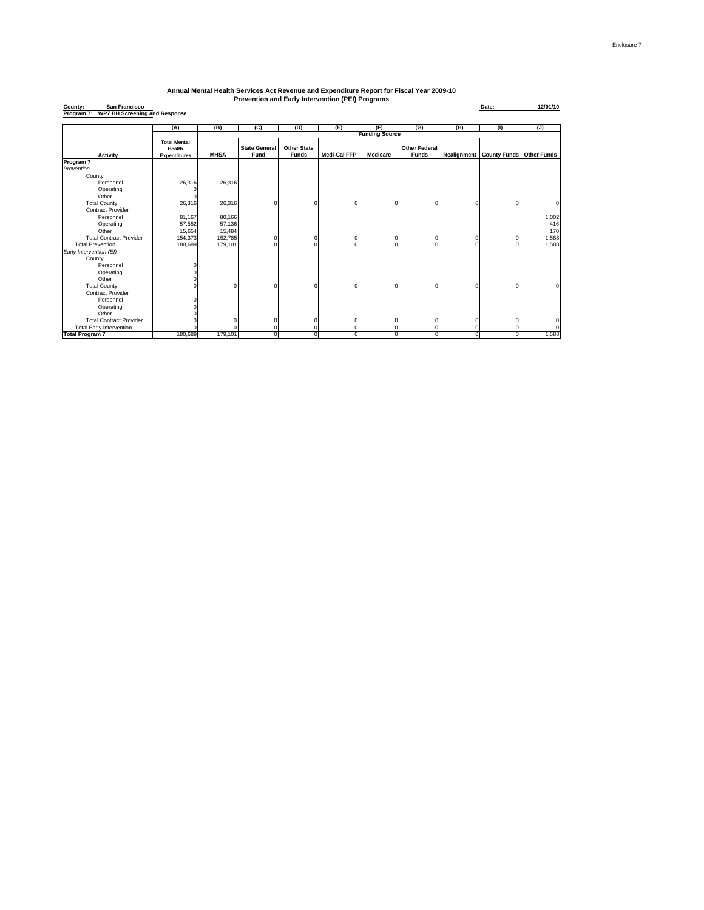## Annual Mental Health Services Act Revenue and Expenditure Report for Fiscal Year 2009-10
### Prevention and Early Intervention (PEI) Programs

**County:** San Francisco  **Date:** 12/01/10
**Program 7:** WP7 BH Screening and Response

| | (A) | (B) | (C) | (D) | (E) | (F) | (G) | (H) | (I) | (J) |
|---|---|---|---|---|---|---|---|---|---|---|
| | | Funding Source | | | | | | | | |
| **Activity** | **Total Mental Health Expenditures** | **MHSA** | **State General Fund** | **Other State Funds** | **Medi-Cal FFP** | **Medicare** | **Other Federal Funds** | **Realignment** | **County Funds** | **Other Funds** |
| **Program 7** | | | | | | | | | | |
| *Prevention* | | | | | | | | | | |
| County | | | | | | | | | | |
| Personnel | 26,316 | 26,316 | | | | | | | | |
| Operating | 0 | | | | | | | | | |
| Other | 0 | | | | | | | | | |
| Total County | 26,316 | 26,316 | 0 | 0 | 0 | 0 | 0 | 0 | 0 | 0 |
| Contract Provider | | | | | | | | | | |
| Personnel | 81,167 | 80,166 | | | | | | | | 1,002 |
| Operating | 57,552 | 57,136 | | | | | | | | 416 |
| Other | 15,654 | 15,484 | | | | | | | | 170 |
| Total Contract Provider | 154,373 | 152,785 | 0 | 0 | 0 | 0 | 0 | 0 | 0 | 1,588 |
| Total Prevention | 180,689 | 179,101 | 0 | 0 | 0 | 0 | 0 | 0 | 0 | 1,588 |
| *Early Intervention (EI)* | | | | | | | | | | |
| County | | | | | | | | | | |
| Personnel | 0 | | | | | | | | | |
| Operating | 0 | | | | | | | | | |
| Other | 0 | | | | | | | | | |
| Total County | 0 | 0 | 0 | 0 | 0 | 0 | 0 | 0 | 0 | 0 |
| Contract Provider | | | | | | | | | | |
| Personnel | 0 | | | | | | | | | |
| Operating | 0 | | | | | | | | | |
| Other | 0 | | | | | | | | | |
| Total Contract Provider | 0 | 0 | 0 | 0 | 0 | 0 | 0 | 0 | 0 | 0 |
| Total Early Intervention | 0 | 0 | 0 | 0 | 0 | 0 | 0 | 0 | 0 | 0 |
| **Total Program 7** | 180,689 | 179,101 | 0 | 0 | 0 | 0 | 0 | 0 | 0 | 1,588 |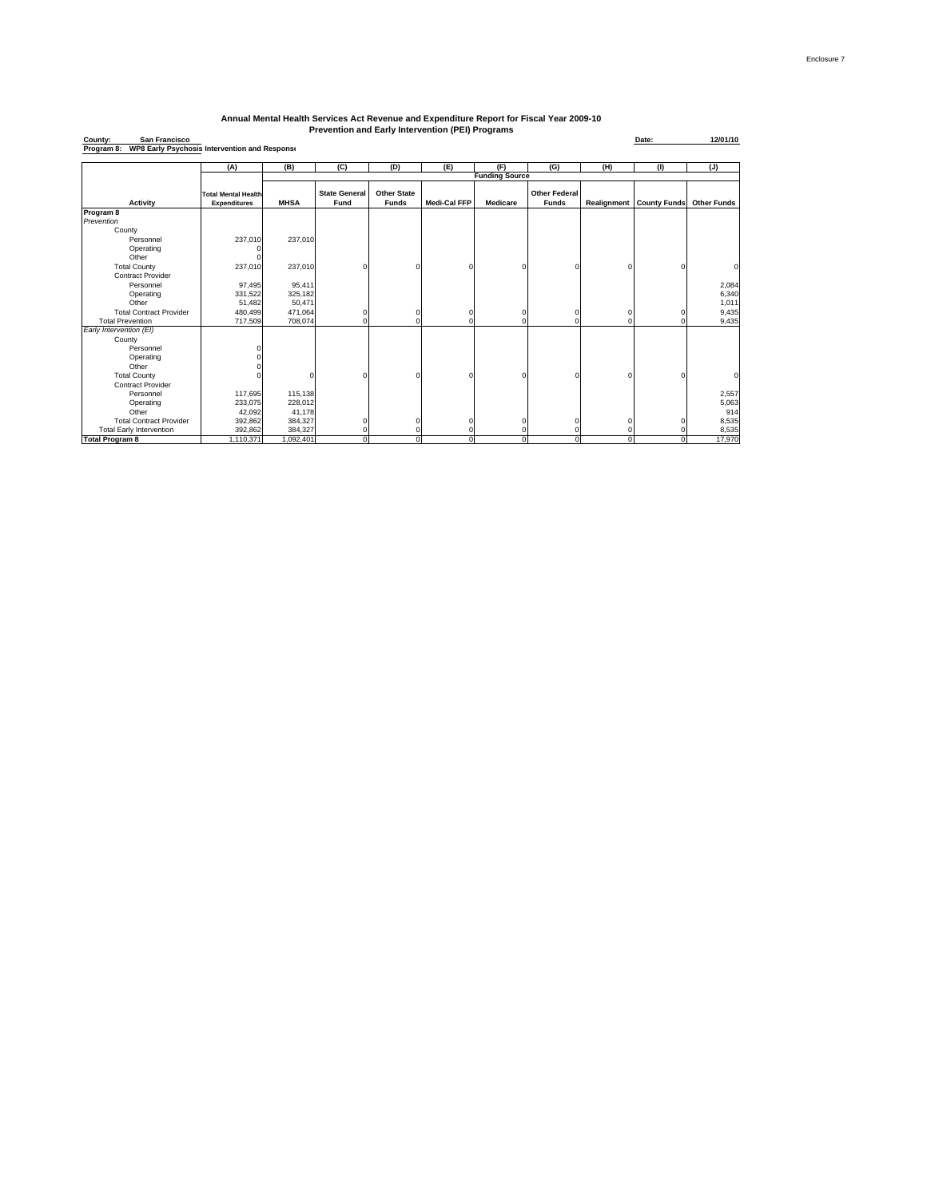Enclosure 7

# Annual Mental Health Services Act Revenue and Expenditure Report for Fiscal Year 2009-10
## Prevention and Early Intervention (PEI) Programs

**County:** San Francisco **Date:** 12/01/10

**Program 8:** WP8 Early Psychosis Intervention and Response

| | (A) | (B) | (C) | (D) | (E) | (F) | (G) | (H) | (I) | (J) |
|---|---|---|---|---|---|---|---|---|---|---|
| | | Funding Source | | | | | | | | |
| **Activity** | **Total Mental Health Expenditures** | **MHSA** | **State General Fund** | **Other State Funds** | **Medi-Cal FFP** | **Medicare** | **Other Federal Funds** | **Realignment** | **County Funds** | **Other Funds** |
| **Program 8** | | | | | | | | | | |
| *Prevention* | | | | | | | | | | |
| County | | | | | | | | | | |
| Personnel | 237,010 | 237,010 | | | | | | | | |
| Operating | 0 | | | | | | | | | |
| Other | 0 | | | | | | | | | |
| Total County | 237,010 | 237,010 | 0 | 0 | 0 | 0 | 0 | 0 | 0 | 0 |
| Contract Provider | | | | | | | | | | |
| Personnel | 97,495 | 95,411 | | | | | | | | 2,084 |
| Operating | 331,522 | 325,182 | | | | | | | | 6,340 |
| Other | 51,482 | 50,471 | | | | | | | | 1,011 |
| Total Contract Provider | 480,499 | 471,064 | 0 | 0 | 0 | 0 | 0 | 0 | 0 | 9,435 |
| Total Prevention | 717,509 | 708,074 | 0 | 0 | 0 | 0 | 0 | 0 | 0 | 9,435 |
| *Early Intervention (EI)* | | | | | | | | | | |
| County | | | | | | | | | | |
| Personnel | 0 | | | | | | | | | |
| Operating | 0 | | | | | | | | | |
| Other | 0 | | | | | | | | | |
| Total County | 0 | 0 | 0 | 0 | 0 | 0 | 0 | 0 | 0 | 0 |
| Contract Provider | | | | | | | | | | |
| Personnel | 117,695 | 115,138 | | | | | | | | 2,557 |
| Operating | 233,075 | 228,012 | | | | | | | | 5,063 |
| Other | 42,092 | 41,178 | | | | | | | | 914 |
| Total Contract Provider | 392,862 | 384,327 | 0 | 0 | 0 | 0 | 0 | 0 | 0 | 8,535 |
| Total Early Intervention | 392,862 | 384,327 | 0 | 0 | 0 | 0 | 0 | 0 | 0 | 8,535 |
| **Total Program 8** | 1,110,371 | 1,092,401 | 0 | 0 | 0 | 0 | 0 | 0 | 0 | 17,970 |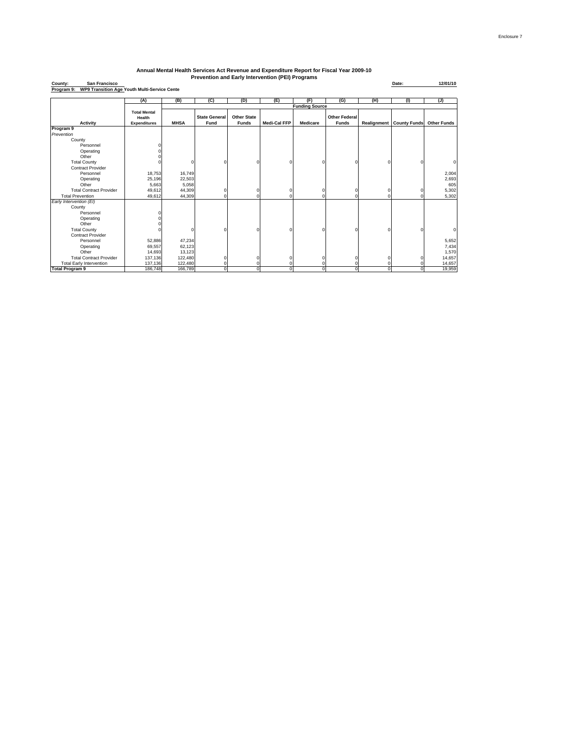Enclosure 7

# Annual Mental Health Services Act Revenue and Expenditure Report for Fiscal Year 2009-10
## Prevention and Early Intervention (PEI) Programs

**County:** San Francisco **Date:** 12/01/10

**Program 9:** WP9 Transition Age Youth Multi-Service Cente

| | (A) | (B) | (C) | (D) | (E) | (F) | (G) | (H) | (I) | (J) |
|---|---|---|---|---|---|---|---|---|---|---|
| | | Funding Source | | | | | | | | |
| **Activity** | **Total Mental Health Expenditures** | **MHSA** | **State General Fund** | **Other State Funds** | **Medi-Cal FFP** | **Medicare** | **Other Federal Funds** | **Realignment** | **County Funds** | **Other Funds** |
| **Program 9** | | | | | | | | | | |
| *Prevention* | | | | | | | | | | |
| County | | | | | | | | | | |
| Personnel | 0 | | | | | | | | | |
| Operating | 0 | | | | | | | | | |
| Other | 0 | | | | | | | | | |
| Total County | 0 | 0 | 0 | 0 | 0 | 0 | 0 | 0 | 0 | 0 |
| Contract Provider | | | | | | | | | | |
| Personnel | 18,753 | 16,749 | | | | | | | | 2,004 |
| Operating | 25,196 | 22,503 | | | | | | | | 2,693 |
| Other | 5,663 | 5,058 | | | | | | | | 605 |
| Total Contract Provider | 49,612 | 44,309 | 0 | 0 | 0 | 0 | 0 | 0 | 0 | 5,302 |
| Total Prevention | 49,612 | 44,309 | 0 | 0 | 0 | 0 | 0 | 0 | 0 | 5,302 |
| *Early Intervention (EI)* | | | | | | | | | | |
| County | | | | | | | | | | |
| Personnel | 0 | | | | | | | | | |
| Operating | 0 | | | | | | | | | |
| Other | 0 | | | | | | | | | |
| Total County | 0 | 0 | 0 | 0 | 0 | 0 | 0 | 0 | 0 | 0 |
| Contract Provider | | | | | | | | | | |
| Personnel | 52,886 | 47,234 | | | | | | | | 5,652 |
| Operating | 69,557 | 62,123 | | | | | | | | 7,434 |
| Other | 14,693 | 13,123 | | | | | | | | 1,570 |
| Total Contract Provider | 137,136 | 122,480 | 0 | 0 | 0 | 0 | 0 | 0 | 0 | 14,657 |
| Total Early Intervention | 137,136 | 122,480 | 0 | 0 | 0 | 0 | 0 | 0 | 0 | 14,657 |
| **Total Program 9** | 186,748 | 166,789 | 0 | 0 | 0 | 0 | 0 | 0 | 0 | 19,959 |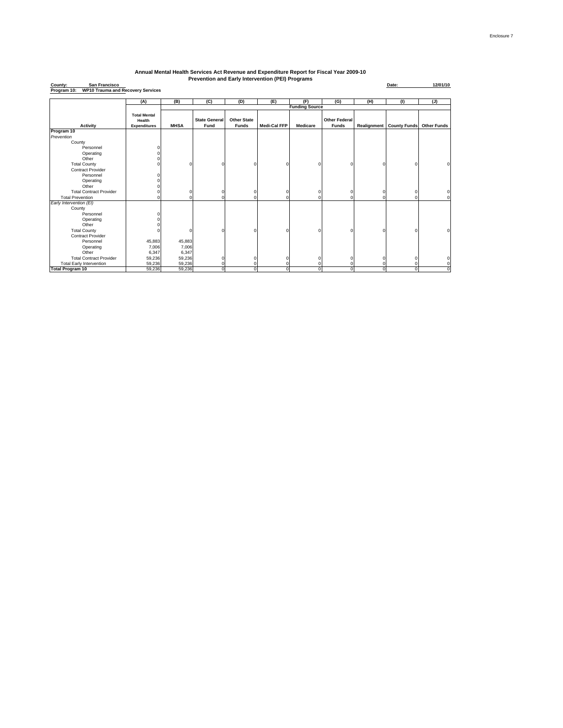Enclosure 7

# Annual Mental Health Services Act Revenue and Expenditure Report for Fiscal Year 2009-10
## Prevention and Early Intervention (PEI) Programs

**County:** San Francisco **Date:** 12/01/10

**Program 10:** WP10 Trauma and Recovery Services

| | (A) | (B) | (C) | (D) | (E) | (F) | (G) | (H) | (I) | (J) |
|---|---|---|---|---|---|---|---|---|---|---|
| | | Funding Source | | | | | | | | |
| **Activity** | **Total Mental Health Expenditures** | **MHSA** | **State General Fund** | **Other State Funds** | **Medi-Cal FFP** | **Medicare** | **Other Federal Funds** | **Realignment** | **County Funds** | **Other Funds** |
| **Program 10** | | | | | | | | | | |
| *Prevention* | | | | | | | | | | |
| County | | | | | | | | | | |
| Personnel | 0 | | | | | | | | | |
| Operating | 0 | | | | | | | | | |
| Other | 0 | | | | | | | | | |
| Total County | 0 | 0 | 0 | 0 | 0 | 0 | 0 | 0 | 0 | 0 |
| Contract Provider | | | | | | | | | | |
| Personnel | 0 | | | | | | | | | |
| Operating | 0 | | | | | | | | | |
| Other | 0 | | | | | | | | | |
| Total Contract Provider | 0 | 0 | 0 | 0 | 0 | 0 | 0 | 0 | 0 | 0 |
| Total Prevention | 0 | 0 | 0 | 0 | 0 | 0 | 0 | 0 | 0 | 0 |
| *Early Intervention (EI)* | | | | | | | | | | |
| County | | | | | | | | | | |
| Personnel | 0 | | | | | | | | | |
| Operating | 0 | | | | | | | | | |
| Other | 0 | | | | | | | | | |
| Total County | 0 | 0 | 0 | 0 | 0 | 0 | 0 | 0 | 0 | 0 |
| Contract Provider | | | | | | | | | | |
| Personnel | 45,883 | 45,883 | | | | | | | | |
| Operating | 7,006 | 7,006 | | | | | | | | |
| Other | 6,347 | 6,347 | | | | | | | | |
| Total Contract Provider | 59,236 | 59,236 | 0 | 0 | 0 | 0 | 0 | 0 | 0 | 0 |
| Total Early Intervention | 59,236 | 59,236 | 0 | 0 | 0 | 0 | 0 | 0 | 0 | 0 |
| **Total Program 10** | 59,236 | 59,236 | 0 | 0 | 0 | 0 | 0 | 0 | 0 | 0 |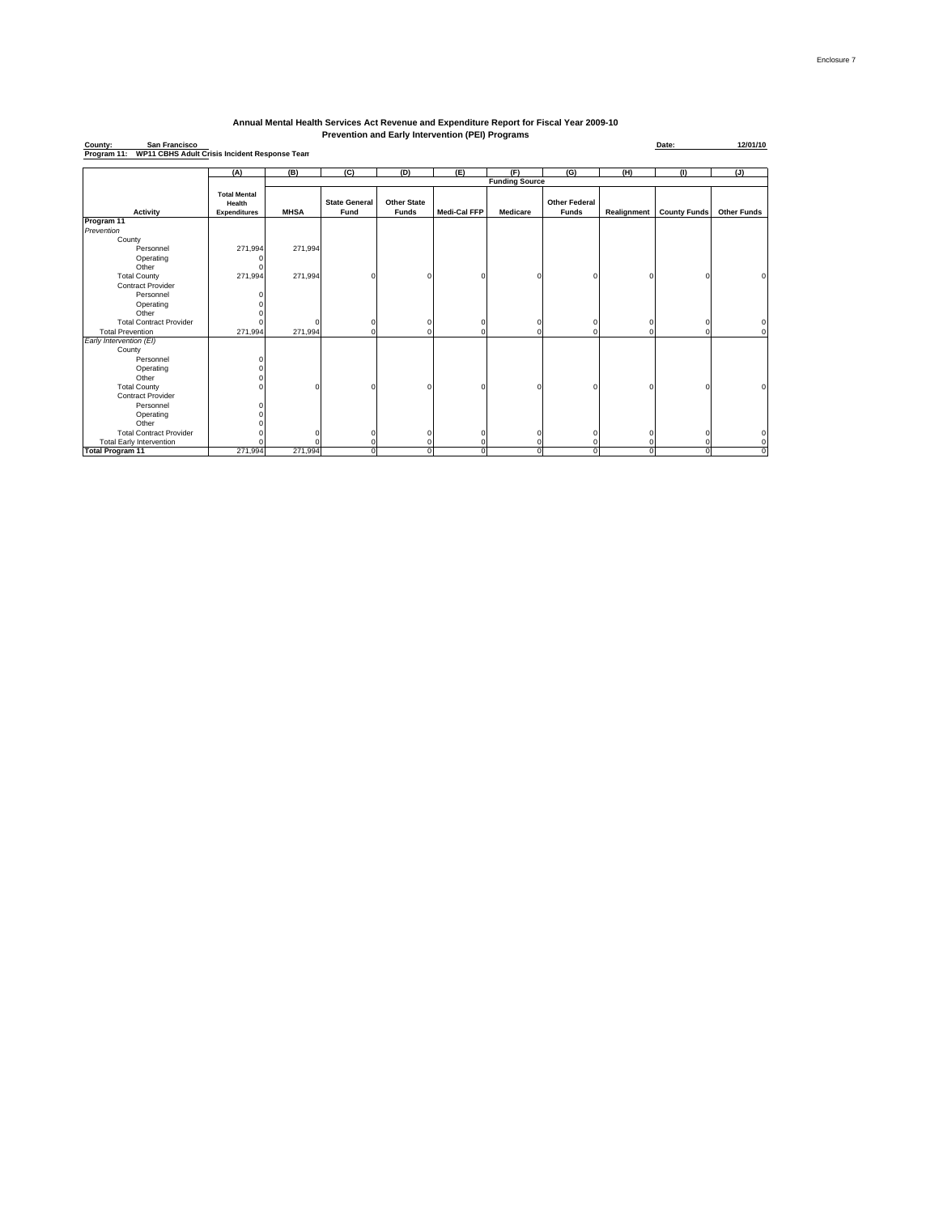Enclosure 7

## Annual Mental Health Services Act Revenue and Expenditure Report for Fiscal Year 2009-10
## Prevention and Early Intervention (PEI) Programs

**County:** San Francisco **Date:** 12/01/10

**Program 11:** WP11 CBHS Adult Crisis Incident Response Team

| | (A) | (B) | (C) | (D) | (E) | (F) | (G) | (H) | (I) | (J) |
|---|---|---|---|---|---|---|---|---|---|---|
| | | Funding Source | | | | | | | | |
| **Activity** | **Total Mental Health Expenditures** | **MHSA** | **State General Fund** | **Other State Funds** | **Medi-Cal FFP** | **Medicare** | **Other Federal Funds** | **Realignment** | **County Funds** | **Other Funds** |
| **Program 11** | | | | | | | | | | |
| *Prevention* | | | | | | | | | | |
| County | | | | | | | | | | |
| Personnel | 271,994 | 271,994 | | | | | | | | |
| Operating | 0 | | | | | | | | | |
| Other | 0 | | | | | | | | | |
| Total County | 271,994 | 271,994 | 0 | 0 | 0 | 0 | 0 | 0 | 0 | 0 |
| Contract Provider | | | | | | | | | | |
| Personnel | 0 | | | | | | | | | |
| Operating | 0 | | | | | | | | | |
| Other | 0 | | | | | | | | | |
| Total Contract Provider | 0 | 0 | 0 | 0 | 0 | 0 | 0 | 0 | 0 | 0 |
| Total Prevention | 271,994 | 271,994 | 0 | 0 | 0 | 0 | 0 | 0 | 0 | 0 |
| *Early Intervention (EI)* | | | | | | | | | | |
| County | | | | | | | | | | |
| Personnel | 0 | | | | | | | | | |
| Operating | 0 | | | | | | | | | |
| Other | 0 | | | | | | | | | |
| Total County | 0 | 0 | 0 | 0 | 0 | 0 | 0 | 0 | 0 | 0 |
| Contract Provider | | | | | | | | | | |
| Personnel | 0 | | | | | | | | | |
| Operating | 0 | | | | | | | | | |
| Other | 0 | | | | | | | | | |
| Total Contract Provider | 0 | 0 | 0 | 0 | 0 | 0 | 0 | 0 | 0 | 0 |
| Total Early Intervention | 0 | 0 | 0 | 0 | 0 | 0 | 0 | 0 | 0 | 0 |
| **Total Program 11** | 271,994 | 271,994 | 0 | 0 | 0 | 0 | 0 | 0 | 0 | 0 |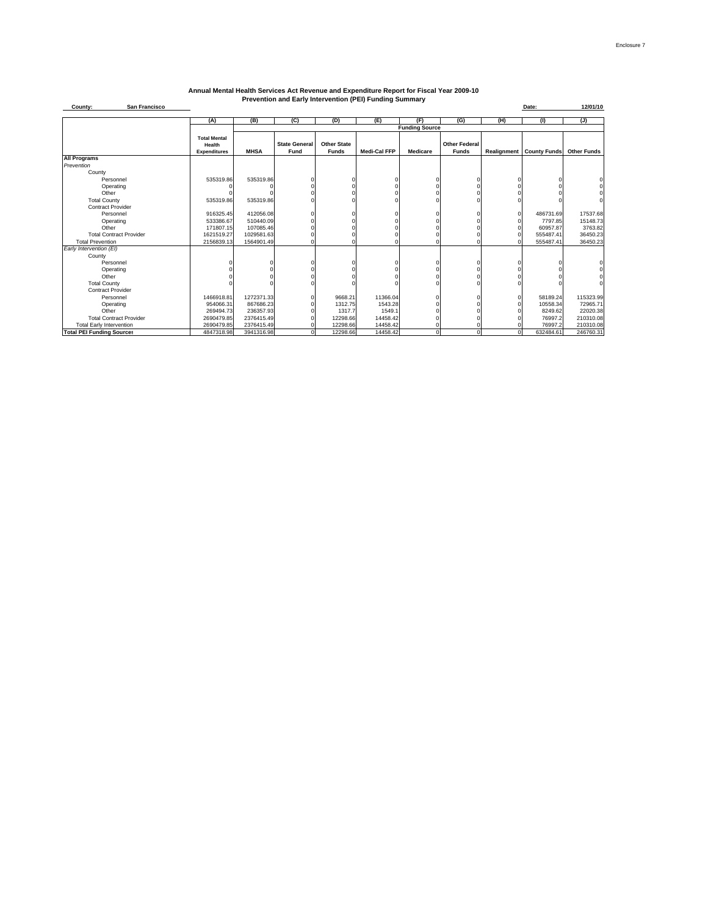Enclosure 7

# Annual Mental Health Services Act Revenue and Expenditure Report for Fiscal Year 2009-10
## Prevention and Early Intervention (PEI) Funding Summary

**County:** San Francisco

**Date:** 12/01/10

| | (A) | (B) | (C) | (D) | (E) | (F) | (G) | (H) | (I) | (J) |
|---|---|---|---|---|---|---|---|---|---|---|
| | | Funding Source | | | | | | | | |
| | Total Mental Health Expenditures | MHSA | State General Fund | Other State Funds | Medi-Cal FFP | Medicare | Other Federal Funds | Realignment | County Funds | Other Funds |
| **All Programs** | | | | | | | | | | |
| *Prevention* | | | | | | | | | | |
| County | | | | | | | | | | |
| Personnel | 535319.86 | 535319.86 | 0 | 0 | 0 | 0 | 0 | 0 | 0 | 0 |
| Operating | 0 | 0 | 0 | 0 | 0 | 0 | 0 | 0 | 0 | 0 |
| Other | 0 | 0 | 0 | 0 | 0 | 0 | 0 | 0 | 0 | 0 |
| Total County | 535319.86 | 535319.86 | 0 | 0 | 0 | 0 | 0 | 0 | 0 | 0 |
| Contract Provider | | | | | | | | | | |
| Personnel | 916325.45 | 412056.08 | 0 | 0 | 0 | 0 | 0 | 0 | 486731.69 | 17537.68 |
| Operating | 533386.67 | 510440.09 | 0 | 0 | 0 | 0 | 0 | 0 | 7797.85 | 15148.73 |
| Other | 171807.15 | 107085.46 | 0 | 0 | 0 | 0 | 0 | 0 | 60957.87 | 3763.82 |
| Total Contract Provider | 1621519.27 | 1029581.63 | 0 | 0 | 0 | 0 | 0 | 0 | 555487.41 | 36450.23 |
| Total Prevention | 2156839.13 | 1564901.49 | 0 | 0 | 0 | 0 | 0 | 0 | 555487.41 | 36450.23 |
| *Early Intervention (EI)* | | | | | | | | | | |
| County | | | | | | | | | | |
| Personnel | 0 | 0 | 0 | 0 | 0 | 0 | 0 | 0 | 0 | 0 |
| Operating | 0 | 0 | 0 | 0 | 0 | 0 | 0 | 0 | 0 | 0 |
| Other | 0 | 0 | 0 | 0 | 0 | 0 | 0 | 0 | 0 | 0 |
| Total County | 0 | 0 | 0 | 0 | 0 | 0 | 0 | 0 | 0 | 0 |
| Contract Provider | | | | | | | | | | |
| Personnel | 1466918.81 | 1272371.33 | 0 | 9668.21 | 11366.04 | 0 | 0 | 0 | 58189.24 | 115323.99 |
| Operating | 954066.31 | 867686.23 | 0 | 1312.75 | 1543.28 | 0 | 0 | 0 | 10558.34 | 72965.71 |
| Other | 269494.73 | 236357.93 | 0 | 1317.7 | 1549.1 | 0 | 0 | 0 | 8249.62 | 22020.38 |
| Total Contract Provider | 2690479.85 | 2376415.49 | 0 | 12298.66 | 14458.42 | 0 | 0 | 0 | 76997.2 | 210310.08 |
| Total Early Intervention | 2690479.85 | 2376415.49 | 0 | 12298.66 | 14458.42 | 0 | 0 | 0 | 76997.2 | 210310.08 |
| **Total PEI Funding Sources** | 4847318.98 | 3941316.98 | 0 | 12298.66 | 14458.42 | 0 | 0 | 0 | 632484.61 | 246760.31 |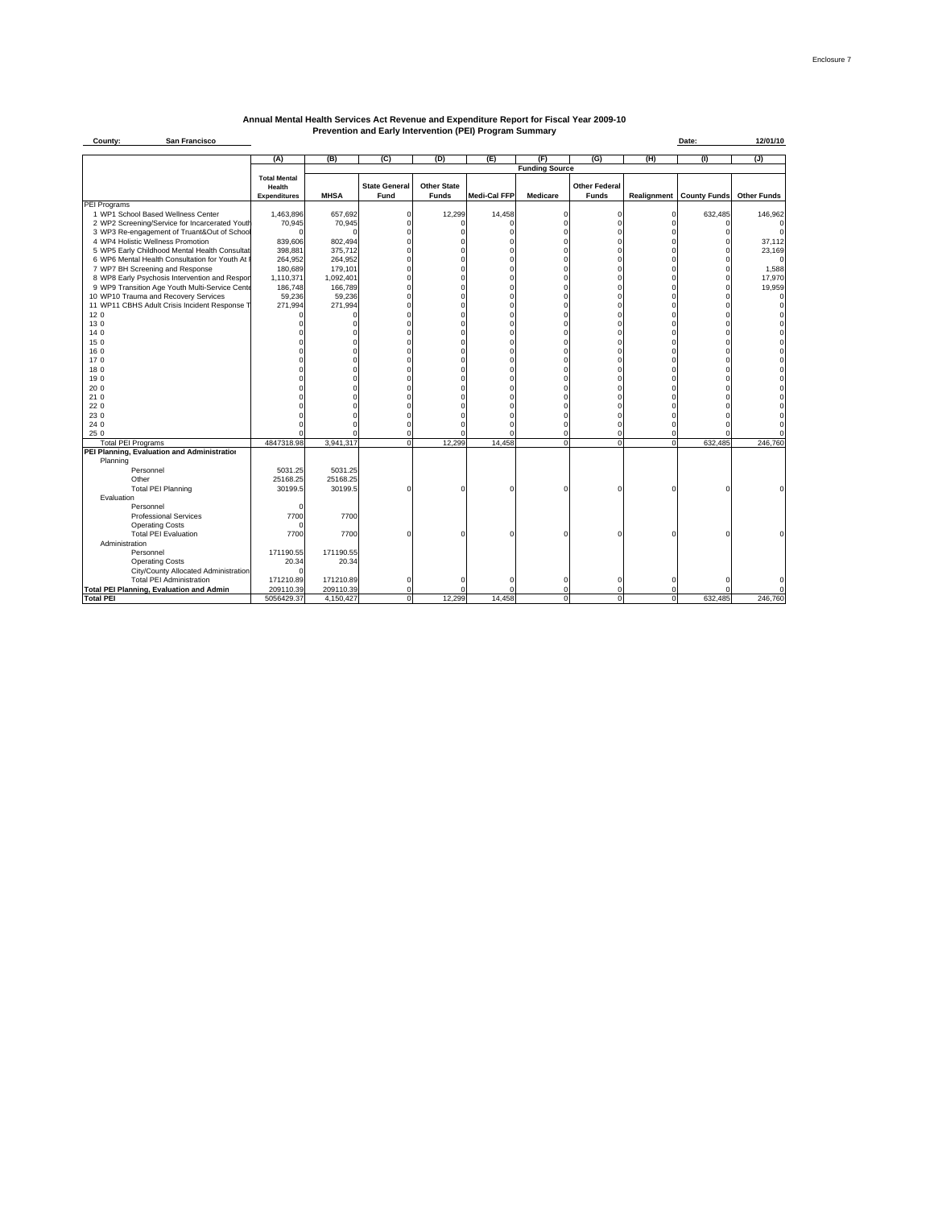Enclosure 7

## Annual Mental Health Services Act Revenue and Expenditure Report for Fiscal Year 2009-10
### Prevention and Early Intervention (PEI) Program Summary

**County:** San Francisco **Date:** 12/01/10

| | (A) | (B) | (C) | (D) | (E) | (F) | (G) | (H) | (I) | (J) |
|---|---|---|---|---|---|---|---|---|---|---|
| | | Funding Source | | | | | | | | |
| | Total Mental Health Expenditures | MHSA | State General Fund | Other State Funds | Medi-Cal FFP | Medicare | Other Federal Funds | Realignment | County Funds | Other Funds |
| PEI Programs | | | | | | | | | | |
| 1 WP1 School Based Wellness Center | 1,463,896 | 657,692 | 0 | 12,299 | 14,458 | 0 | 0 | 0 | 632,485 | 146,962 |
| 2 WP2 Screening/Service for Incarcerated Youth | 70,945 | 70,945 | 0 | 0 | 0 | 0 | 0 | 0 | 0 | 0 |
| 3 WP3 Re-engagement of Truant&Out of School | 0 | 0 | 0 | 0 | 0 | 0 | 0 | 0 | 0 | 0 |
| 4 WP4 Holistic Wellness Promotion | 839,606 | 802,494 | 0 | 0 | 0 | 0 | 0 | 0 | 0 | 37,112 |
| 5 WP5 Early Childhood Mental Health Consultat | 398,881 | 375,712 | 0 | 0 | 0 | 0 | 0 | 0 | 0 | 23,169 |
| 6 WP6 Mental Health Consultation for Youth At I | 264,952 | 264,952 | 0 | 0 | 0 | 0 | 0 | 0 | 0 | 0 |
| 7 WP7 BH Screening and Response | 180,689 | 179,101 | 0 | 0 | 0 | 0 | 0 | 0 | 0 | 1,588 |
| 8 WP8 Early Psychosis Intervention and Respon | 1,110,371 | 1,092,401 | 0 | 0 | 0 | 0 | 0 | 0 | 0 | 17,970 |
| 9 WP9 Transition Age Youth Multi-Service Cente | 186,748 | 166,789 | 0 | 0 | 0 | 0 | 0 | 0 | 0 | 19,959 |
| 10 WP10 Trauma and Recovery Services | 59,236 | 59,236 | 0 | 0 | 0 | 0 | 0 | 0 | 0 | 0 |
| 11 WP11 CBHS Adult Crisis Incident Response T | 271,994 | 271,994 | 0 | 0 | 0 | 0 | 0 | 0 | 0 | 0 |
| 12 0 | 0 | 0 | 0 | 0 | 0 | 0 | 0 | 0 | 0 | 0 |
| 13 0 | 0 | 0 | 0 | 0 | 0 | 0 | 0 | 0 | 0 | 0 |
| 14 0 | 0 | 0 | 0 | 0 | 0 | 0 | 0 | 0 | 0 | 0 |
| 15 0 | 0 | 0 | 0 | 0 | 0 | 0 | 0 | 0 | 0 | 0 |
| 16 0 | 0 | 0 | 0 | 0 | 0 | 0 | 0 | 0 | 0 | 0 |
| 17 0 | 0 | 0 | 0 | 0 | 0 | 0 | 0 | 0 | 0 | 0 |
| 18 0 | 0 | 0 | 0 | 0 | 0 | 0 | 0 | 0 | 0 | 0 |
| 19 0 | 0 | 0 | 0 | 0 | 0 | 0 | 0 | 0 | 0 | 0 |
| 20 0 | 0 | 0 | 0 | 0 | 0 | 0 | 0 | 0 | 0 | 0 |
| 21 0 | 0 | 0 | 0 | 0 | 0 | 0 | 0 | 0 | 0 | 0 |
| 22 0 | 0 | 0 | 0 | 0 | 0 | 0 | 0 | 0 | 0 | 0 |
| 23 0 | 0 | 0 | 0 | 0 | 0 | 0 | 0 | 0 | 0 | 0 |
| 24 0 | 0 | 0 | 0 | 0 | 0 | 0 | 0 | 0 | 0 | 0 |
| 25 0 | 0 | 0 | 0 | 0 | 0 | 0 | 0 | 0 | 0 | 0 |
| Total PEI Programs | 4847318.98 | 3,941,317 | 0 | 12,299 | 14,458 | 0 | 0 | 0 | 632,485 | 246,760 |
| **PEI Planning, Evaluation and Administration** | | | | | | | | | | |
| Planning | | | | | | | | | | |
| Personnel | 5031.25 | 5031.25 | | | | | | | | |
| Other | 25168.25 | 25168.25 | | | | | | | | |
| Total PEI Planning | 30199.5 | 30199.5 | 0 | 0 | 0 | 0 | 0 | 0 | 0 | 0 |
| Evaluation | | | | | | | | | | |
| Personnel | 0 | | | | | | | | | |
| Professional Services | 7700 | 7700 | | | | | | | | |
| Operating Costs | 0 | | | | | | | | | |
| Total PEI Evaluation | 7700 | 7700 | 0 | 0 | 0 | 0 | 0 | 0 | 0 | 0 |
| Administration | | | | | | | | | | |
| Personnel | 171190.55 | 171190.55 | | | | | | | | |
| Operating Costs | 20.34 | 20.34 | | | | | | | | |
| City/County Allocated Administration | 0 | | | | | | | | | |
| Total PEI Administration | 171210.89 | 171210.89 | 0 | 0 | 0 | 0 | 0 | 0 | 0 | 0 |
| **Total PEI Planning, Evaluation and Admin** | 209110.39 | 209110.39 | 0 | 0 | 0 | 0 | 0 | 0 | 0 | 0 |
| **Total PEI** | 5056429.37 | 4,150,427 | 0 | 12,299 | 14,458 | 0 | 0 | 0 | 632,485 | 246,760 |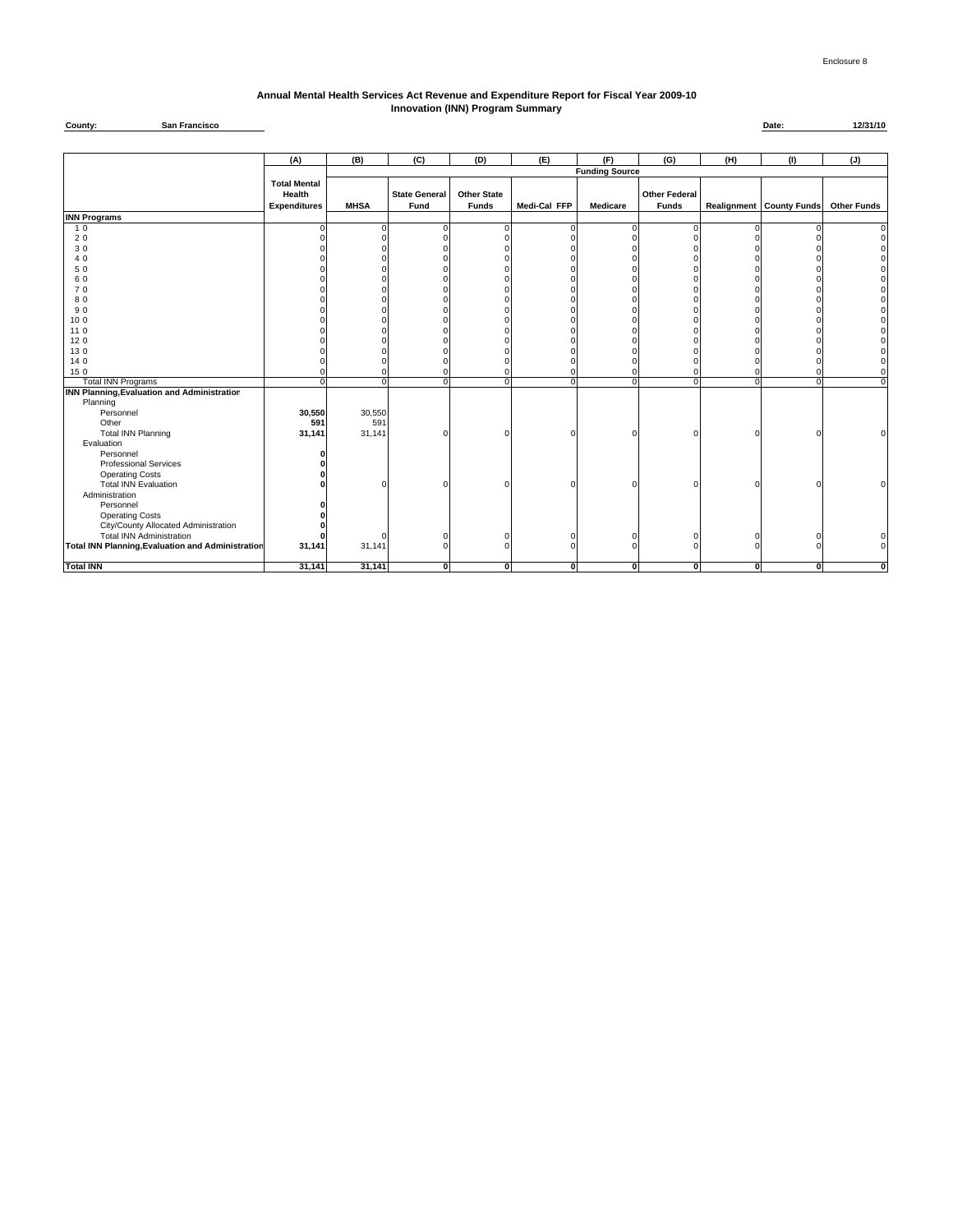Enclosure 8

## Annual Mental Health Services Act Revenue and Expenditure Report for Fiscal Year 2009-10
## Innovation (INN) Program Summary

**County:** San Francisco

**Date:** 12/31/10

| | (A) | (B) | (C) | (D) | (E) | (F) | (G) | (H) | (I) | (J) |
|---|---|---|---|---|---|---|---|---|---|---|
| | | Funding Source | | | | | | | | |
| | Total Mental Health Expenditures | MHSA | State General Fund | Other State Funds | Medi-Cal FFP | Medicare | Other Federal Funds | Realignment | County Funds | Other Funds |
| **INN Programs** | | | | | | | | | | |
| 1 0 | 0 | 0 | 0 | 0 | 0 | 0 | 0 | 0 | 0 | 0 |
| 2 0 | 0 | 0 | 0 | 0 | 0 | 0 | 0 | 0 | 0 | 0 |
| 3 0 | 0 | 0 | 0 | 0 | 0 | 0 | 0 | 0 | 0 | 0 |
| 4 0 | 0 | 0 | 0 | 0 | 0 | 0 | 0 | 0 | 0 | 0 |
| 5 0 | 0 | 0 | 0 | 0 | 0 | 0 | 0 | 0 | 0 | 0 |
| 6 0 | 0 | 0 | 0 | 0 | 0 | 0 | 0 | 0 | 0 | 0 |
| 7 0 | 0 | 0 | 0 | 0 | 0 | 0 | 0 | 0 | 0 | 0 |
| 8 0 | 0 | 0 | 0 | 0 | 0 | 0 | 0 | 0 | 0 | 0 |
| 9 0 | 0 | 0 | 0 | 0 | 0 | 0 | 0 | 0 | 0 | 0 |
| 10 0 | 0 | 0 | 0 | 0 | 0 | 0 | 0 | 0 | 0 | 0 |
| 11 0 | 0 | 0 | 0 | 0 | 0 | 0 | 0 | 0 | 0 | 0 |
| 12 0 | 0 | 0 | 0 | 0 | 0 | 0 | 0 | 0 | 0 | 0 |
| 13 0 | 0 | 0 | 0 | 0 | 0 | 0 | 0 | 0 | 0 | 0 |
| 14 0 | 0 | 0 | 0 | 0 | 0 | 0 | 0 | 0 | 0 | 0 |
| 15 0 | 0 | 0 | 0 | 0 | 0 | 0 | 0 | 0 | 0 | 0 |
| Total INN Programs | 0 | 0 | 0 | 0 | 0 | 0 | 0 | 0 | 0 | 0 |
| **INN Planning,Evaluation and Administration** | | | | | | | | | | |
| Planning | | | | | | | | | | |
| Personnel | **30,550** | 30,550 | | | | | | | | |
| Other | **591** | 591 | | | | | | | | |
| Total INN Planning | **31,141** | 31,141 | 0 | 0 | 0 | 0 | 0 | 0 | 0 | 0 |
| Evaluation | | | | | | | | | | |
| Personnel | **0** | | | | | | | | | |
| Professional Services | **0** | | | | | | | | | |
| Operating Costs | **0** | | | | | | | | | |
| Total INN Evaluation | **0** | 0 | 0 | 0 | 0 | 0 | 0 | 0 | 0 | 0 |
| Administration | | | | | | | | | | |
| Personnel | **0** | | | | | | | | | |
| Operating Costs | **0** | | | | | | | | | |
| City/County Allocated Administration | **0** | | | | | | | | | |
| Total INN Administration | **0** | 0 | 0 | 0 | 0 | 0 | 0 | 0 | 0 | 0 |
| **Total INN Planning,Evaluation and Administration** | **31,141** | 31,141 | 0 | 0 | 0 | 0 | 0 | 0 | 0 | 0 |
| **Total INN** | **31,141** | **31,141** | **0** | **0** | **0** | **0** | **0** | **0** | **0** | **0** |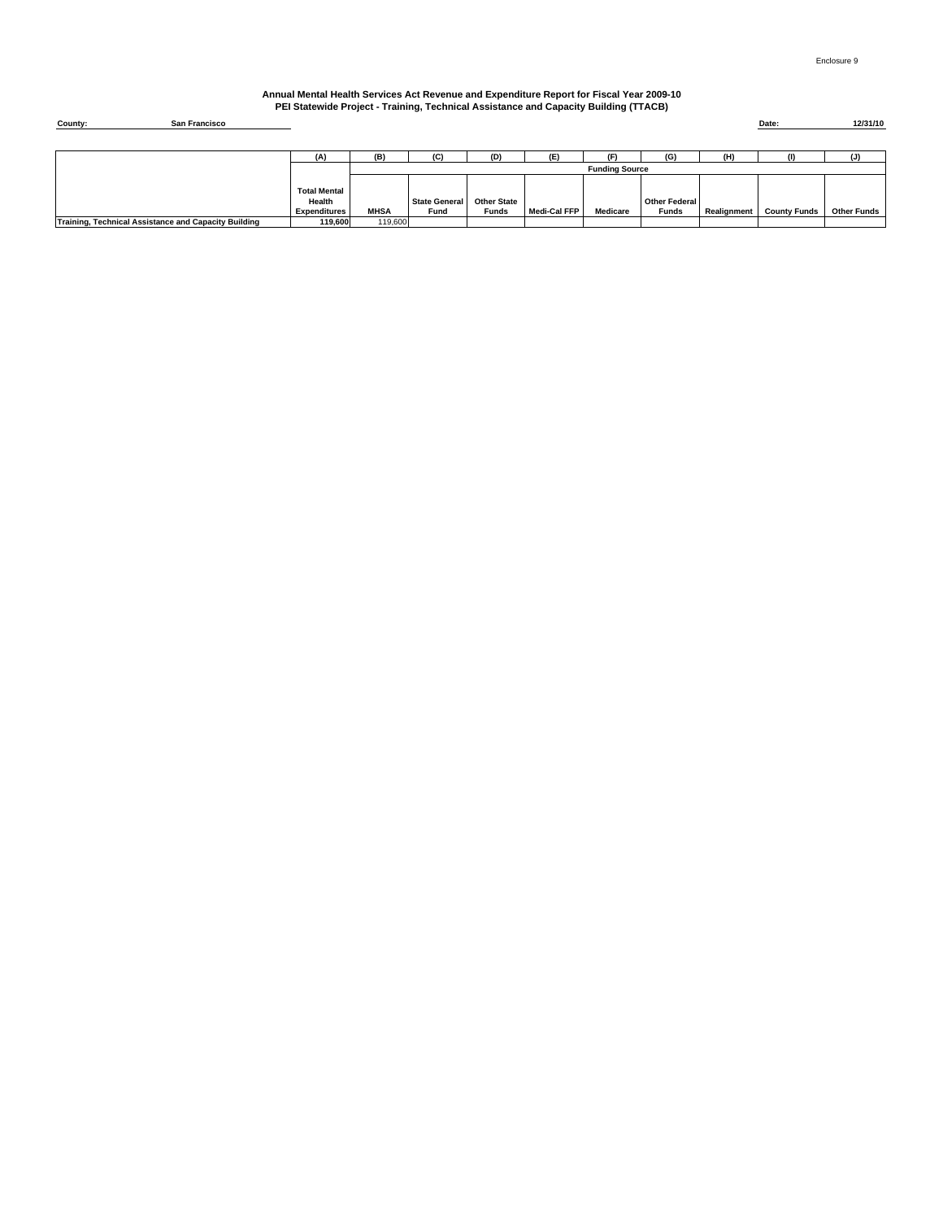Enclosure 9

**Annual Mental Health Services Act Revenue and Expenditure Report for Fiscal Year 2009-10**
**PEI Statewide Project - Training, Technical Assistance and Capacity Building (TTACB)**

**County:** San Francisco

**Date:** 12/31/10

| | (A) | (B) | (C) | (D) | (E) | (F) | (G) | (H) | (I) | (J) |
|---|---|---|---|---|---|---|---|---|---|---|
| | | Funding Source | | | | | | | | |
| | Total Mental Health Expenditures | MHSA | State General Fund | Other State Funds | Medi-Cal FFP | Medicare | Other Federal Funds | Realignment | County Funds | Other Funds |
| **Training, Technical Assistance and Capacity Building** | **119,600** | 119,600 | | | | | | | | |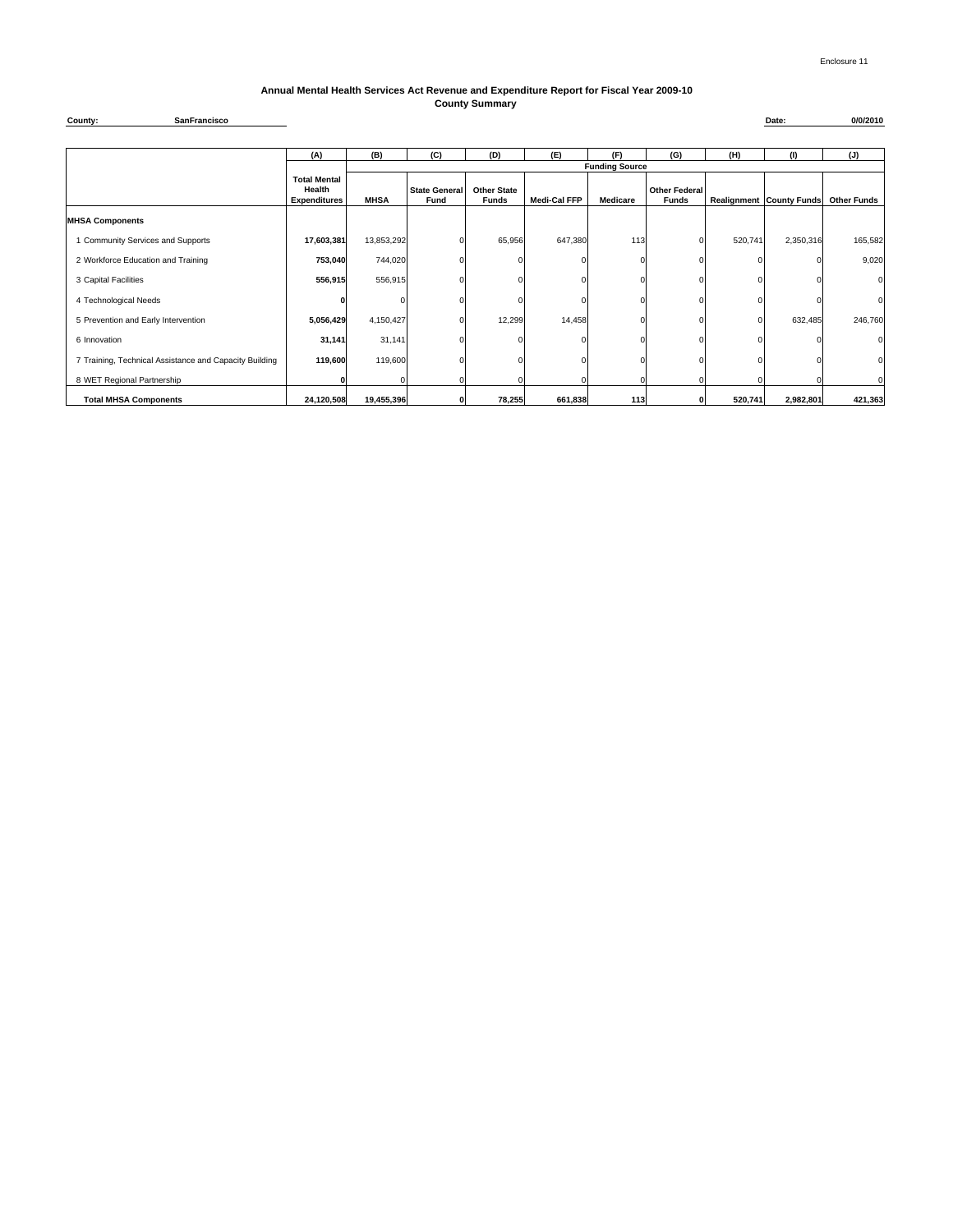Enclosure 11

# Annual Mental Health Services Act Revenue and Expenditure Report for Fiscal Year 2009-10

## County Summary

**County:** SanFrancisco **Date:** 0/0/2010

| | (A) | (B) | (C) | (D) | (E) | (F) | (G) | (H) | (I) | (J) |
|---|---|---|---|---|---|---|---|---|---|---|
| | | Funding Source | | | | | | | | |
| | Total Mental Health Expenditures | MHSA | State General Fund | Other State Funds | Medi-Cal FFP | Medicare | Other Federal Funds | Realignment | County Funds | Other Funds |
| **MHSA Components** | | | | | | | | | | |
| 1 Community Services and Supports | **17,603,381** | 13,853,292 | 0 | 65,956 | 647,380 | 113 | 0 | 520,741 | 2,350,316 | 165,582 |
| 2 Workforce Education and Training | **753,040** | 744,020 | 0 | 0 | 0 | 0 | 0 | 0 | 0 | 9,020 |
| 3 Capital Facilities | **556,915** | 556,915 | 0 | 0 | 0 | 0 | 0 | 0 | 0 | 0 |
| 4 Technological Needs | **0** | 0 | 0 | 0 | 0 | 0 | 0 | 0 | 0 | 0 |
| 5 Prevention and Early Intervention | **5,056,429** | 4,150,427 | 0 | 12,299 | 14,458 | 0 | 0 | 0 | 632,485 | 246,760 |
| 6 Innovation | **31,141** | 31,141 | 0 | 0 | 0 | 0 | 0 | 0 | 0 | 0 |
| 7 Training, Technical Assistance and Capacity Building | **119,600** | 119,600 | 0 | 0 | 0 | 0 | 0 | 0 | 0 | 0 |
| 8 WET Regional Partnership | **0** | 0 | 0 | 0 | 0 | 0 | 0 | 0 | 0 | 0 |
| **Total MHSA Components** | **24,120,508** | **19,455,396** | **0** | **78,255** | **661,838** | **113** | **0** | **520,741** | **2,982,801** | **421,363** |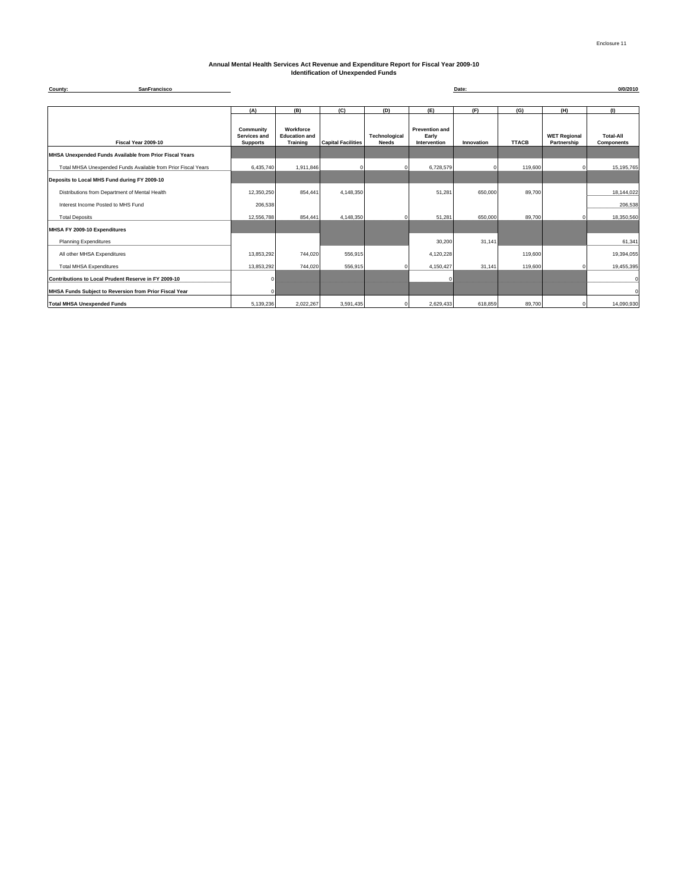Enclosure 11

# Annual Mental Health Services Act Revenue and Expenditure Report for Fiscal Year 2009-10
## Identification of Unexpended Funds

**County:** SanFrancisco **Date:** 0/0/2010

| Fiscal Year 2009-10 | (A) Community Services and Supports | (B) Workforce Education and Training | (C) Capital Facilities | (D) Technological Needs | (E) Prevention and Early Intervention | (F) Innovation | (G) TTACB | (H) WET Regional Partnership | (I) Total-All Components |
|---|---|---|---|---|---|---|---|---|---|
| **MHSA Unexpended Funds Available from Prior Fiscal Years** | | | | | | | | | |
| Total MHSA Unexpended Funds Available from Prior Fiscal Years | 6,435,740 | 1,911,846 | 0 | 0 | 6,728,579 | 0 | 119,600 | 0 | 15,195,765 |
| **Deposits to Local MHS Fund during FY 2009-10** | | | | | | | | | |
| Distributions from Department of Mental Health | 12,350,250 | 854,441 | 4,148,350 | | 51,281 | 650,000 | 89,700 | | 18,144,022 |
| Interest Income Posted to MHS Fund | 206,538 | | | | | | | | 206,538 |
| Total Deposits | 12,556,788 | 854,441 | 4,148,350 | 0 | 51,281 | 650,000 | 89,700 | 0 | 18,350,560 |
| **MHSA FY 2009-10 Expenditures** | | | | | | | | | |
| Planning Expenditures | | | | | 30,200 | 31,141 | | | 61,341 |
| All other MHSA Expenditures | 13,853,292 | 744,020 | 556,915 | | 4,120,228 | | 119,600 | | 19,394,055 |
| Total MHSA Expenditures | 13,853,292 | 744,020 | 556,915 | 0 | 4,150,427 | 31,141 | 119,600 | 0 | 19,455,395 |
| **Contributions to Local Prudent Reserve in FY 2009-10** | 0 | | | | 0 | | | | 0 |
| **MHSA Funds Subject to Reversion from Prior Fiscal Year** | 0 | | | | | | | | 0 |
| **Total MHSA Unexpended Funds** | 5,139,236 | 2,022,267 | 3,591,435 | 0 | 2,629,433 | 618,859 | 89,700 | 0 | 14,090,930 |